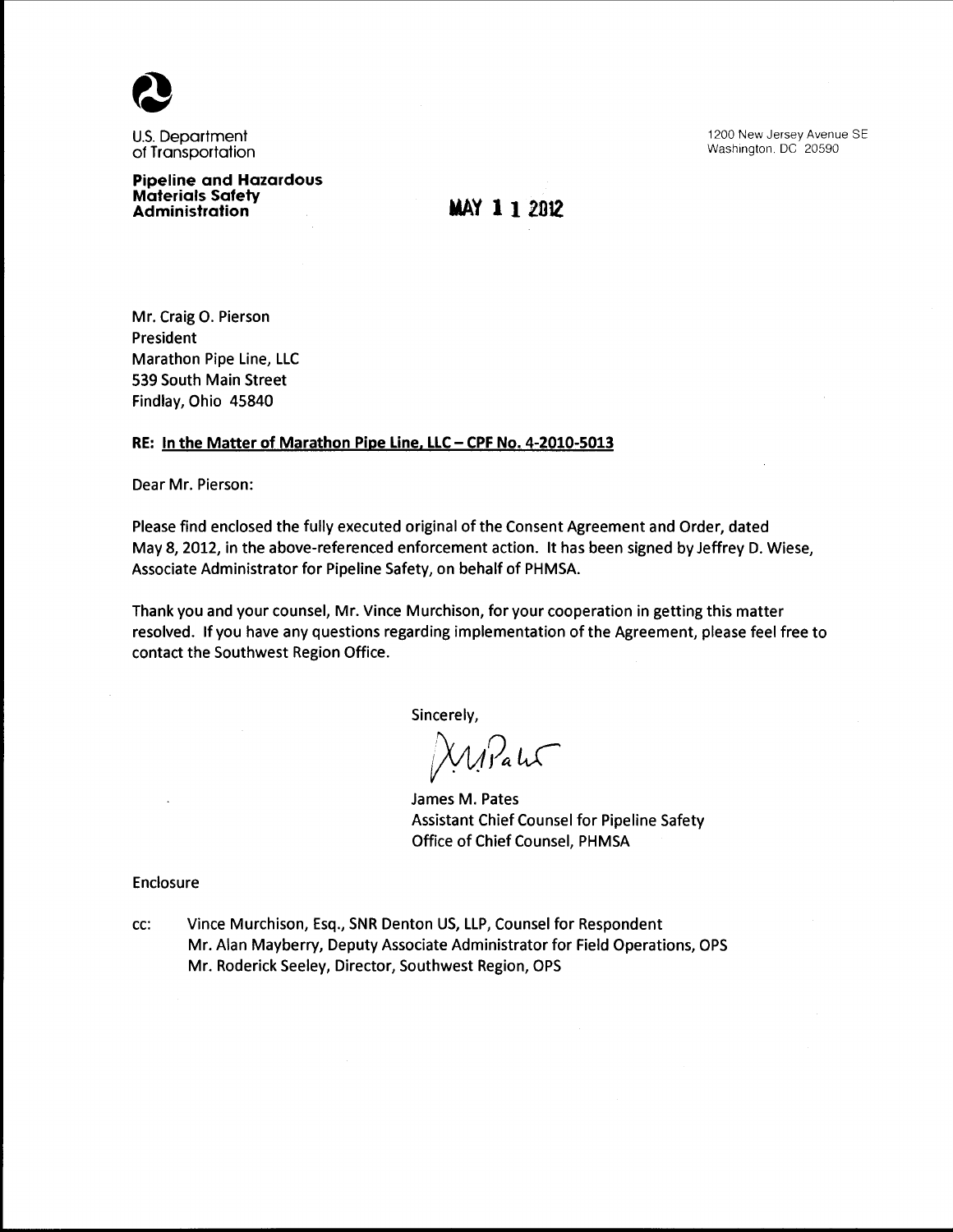U.S. Department of Transportation

**Pipeline and Hazardous Materials Safety Administration**

1200 New Jersey Avenue SE
Washington, DC 20590

**MAY 11 2012**

Mr. Craig O. Pierson
President
Marathon Pipe Line, LLC
539 South Main Street
Findlay, Ohio 45840

**RE: In the Matter of Marathon Pipe Line, LLC – CPF No. 4-2010-5013**

Dear Mr. Pierson:

Please find enclosed the fully executed original of the Consent Agreement and Order, dated May 8, 2012, in the above-referenced enforcement action. It has been signed by Jeffrey D. Wiese, Associate Administrator for Pipeline Safety, on behalf of PHMSA.

Thank you and your counsel, Mr. Vince Murchison, for your cooperation in getting this matter resolved. If you have any questions regarding implementation of the Agreement, please feel free to contact the Southwest Region Office.

Sincerely,

James M. Pates
Assistant Chief Counsel for Pipeline Safety
Office of Chief Counsel, PHMSA

Enclosure

cc: Vince Murchison, Esq., SNR Denton US, LLP, Counsel for Respondent
Mr. Alan Mayberry, Deputy Associate Administrator for Field Operations, OPS
Mr. Roderick Seeley, Director, Southwest Region, OPS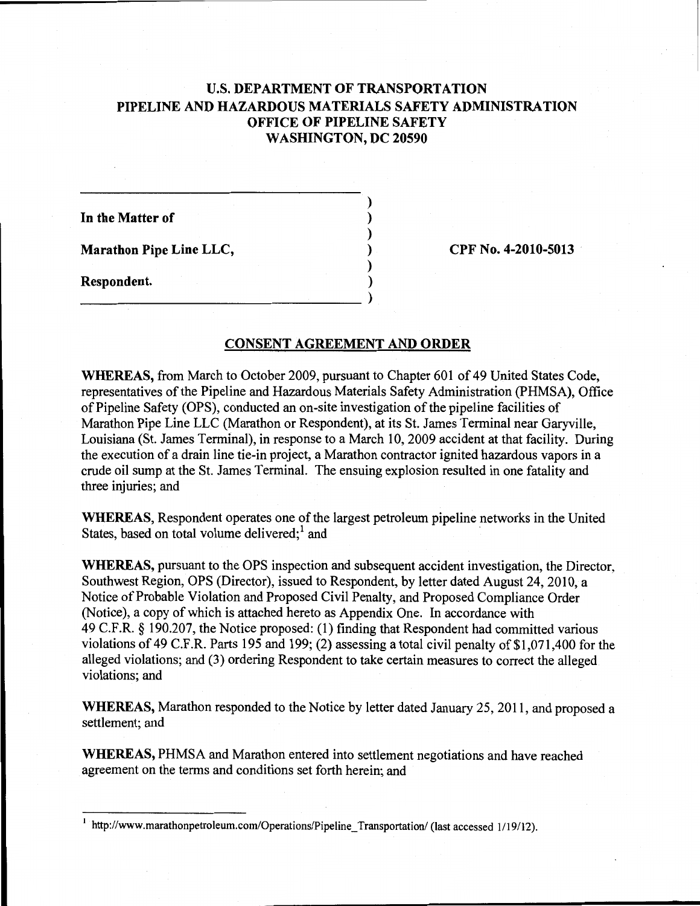**U.S. DEPARTMENT OF TRANSPORTATION**
**PIPELINE AND HAZARDOUS MATERIALS SAFETY ADMINISTRATION**
**OFFICE OF PIPELINE SAFETY**
**WASHINGTON, DC 20590**

**In the Matter of**

**Marathon Pipe Line LLC,**

**Respondent.**

**CPF No. 4-2010-5013**

## CONSENT AGREEMENT AND ORDER

**WHEREAS,** from March to October 2009, pursuant to Chapter 601 of 49 United States Code, representatives of the Pipeline and Hazardous Materials Safety Administration (PHMSA), Office of Pipeline Safety (OPS), conducted an on-site investigation of the pipeline facilities of Marathon Pipe Line LLC (Marathon or Respondent), at its St. James Terminal near Garyville, Louisiana (St. James Terminal), in response to a March 10, 2009 accident at that facility. During the execution of a drain line tie-in project, a Marathon contractor ignited hazardous vapors in a crude oil sump at the St. James Terminal. The ensuing explosion resulted in one fatality and three injuries; and

**WHEREAS,** Respondent operates one of the largest petroleum pipeline networks in the United States, based on total volume delivered;[1] and

**WHEREAS,** pursuant to the OPS inspection and subsequent accident investigation, the Director, Southwest Region, OPS (Director), issued to Respondent, by letter dated August 24, 2010, a Notice of Probable Violation and Proposed Civil Penalty, and Proposed Compliance Order (Notice), a copy of which is attached hereto as Appendix One. In accordance with 49 C.F.R. § 190.207, the Notice proposed: (1) finding that Respondent had committed various violations of 49 C.F.R. Parts 195 and 199; (2) assessing a total civil penalty of $1,071,400 for the alleged violations; and (3) ordering Respondent to take certain measures to correct the alleged violations; and

**WHEREAS,** Marathon responded to the Notice by letter dated January 25, 2011, and proposed a settlement; and

**WHEREAS,** PHMSA and Marathon entered into settlement negotiations and have reached agreement on the terms and conditions set forth herein; and

[1] http://www.marathonpetroleum.com/Operations/Pipeline_Transportation/ (last accessed 1/19/12).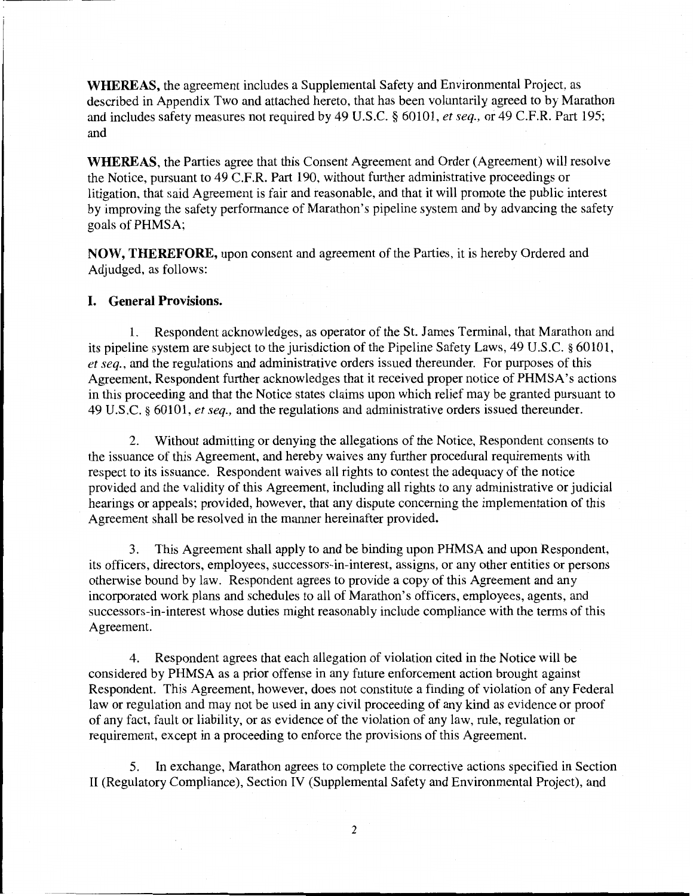**WHEREAS,** the agreement includes a Supplemental Safety and Environmental Project, as described in Appendix Two and attached hereto, that has been voluntarily agreed to by Marathon and includes safety measures not required by 49 U.S.C. § 60101, *et seq.,* or 49 C.F.R. Part 195; and

**WHEREAS,** the Parties agree that this Consent Agreement and Order (Agreement) will resolve the Notice, pursuant to 49 C.F.R. Part 190, without further administrative proceedings or litigation, that said Agreement is fair and reasonable, and that it will promote the public interest by improving the safety performance of Marathon's pipeline system and by advancing the safety goals of PHMSA;

**NOW, THEREFORE,** upon consent and agreement of the Parties, it is hereby Ordered and Adjudged, as follows:

## I. General Provisions.

1. Respondent acknowledges, as operator of the St. James Terminal, that Marathon and its pipeline system are subject to the jurisdiction of the Pipeline Safety Laws, 49 U.S.C. § 60101, *et seq.*, and the regulations and administrative orders issued thereunder. For purposes of this Agreement, Respondent further acknowledges that it received proper notice of PHMSA's actions in this proceeding and that the Notice states claims upon which relief may be granted pursuant to 49 U.S.C. § 60101, *et seq.,* and the regulations and administrative orders issued thereunder.

2. Without admitting or denying the allegations of the Notice, Respondent consents to the issuance of this Agreement, and hereby waives any further procedural requirements with respect to its issuance. Respondent waives all rights to contest the adequacy of the notice provided and the validity of this Agreement, including all rights to any administrative or judicial hearings or appeals; provided, however, that any dispute concerning the implementation of this Agreement shall be resolved in the manner hereinafter provided.

3. This Agreement shall apply to and be binding upon PHMSA and upon Respondent, its officers, directors, employees, successors-in-interest, assigns, or any other entities or persons otherwise bound by law. Respondent agrees to provide a copy of this Agreement and any incorporated work plans and schedules to all of Marathon's officers, employees, agents, and successors-in-interest whose duties might reasonably include compliance with the terms of this Agreement.

4. Respondent agrees that each allegation of violation cited in the Notice will be considered by PHMSA as a prior offense in any future enforcement action brought against Respondent. This Agreement, however, does not constitute a finding of violation of any Federal law or regulation and may not be used in any civil proceeding of any kind as evidence or proof of any fact, fault or liability, or as evidence of the violation of any law, rule, regulation or requirement, except in a proceeding to enforce the provisions of this Agreement.

5. In exchange, Marathon agrees to complete the corrective actions specified in Section II (Regulatory Compliance), Section IV (Supplemental Safety and Environmental Project), and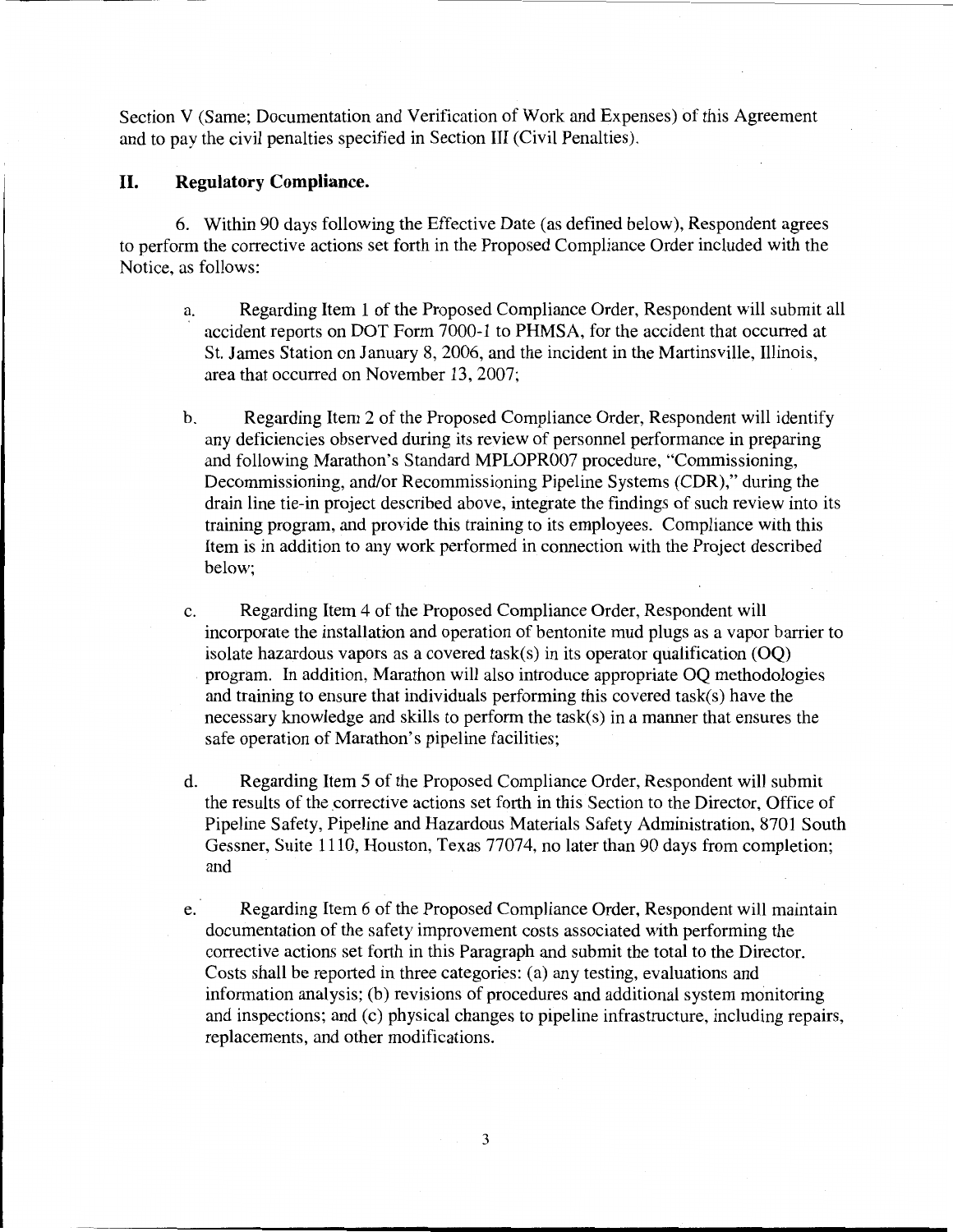Section V (Same; Documentation and Verification of Work and Expenses) of this Agreement and to pay the civil penalties specified in Section III (Civil Penalties).

## II. Regulatory Compliance.

6. Within 90 days following the Effective Date (as defined below), Respondent agrees to perform the corrective actions set forth in the Proposed Compliance Order included with the Notice, as follows:

a. Regarding Item 1 of the Proposed Compliance Order, Respondent will submit all accident reports on DOT Form 7000-1 to PHMSA, for the accident that occurred at St. James Station on January 8, 2006, and the incident in the Martinsville, Illinois, area that occurred on November 13, 2007;

b. Regarding Item 2 of the Proposed Compliance Order, Respondent will identify any deficiencies observed during its review of personnel performance in preparing and following Marathon's Standard MPLOPR007 procedure, "Commissioning, Decommissioning, and/or Recommissioning Pipeline Systems (CDR)," during the drain line tie-in project described above, integrate the findings of such review into its training program, and provide this training to its employees. Compliance with this Item is in addition to any work performed in connection with the Project described below;

c. Regarding Item 4 of the Proposed Compliance Order, Respondent will incorporate the installation and operation of bentonite mud plugs as a vapor barrier to isolate hazardous vapors as a covered task(s) in its operator qualification (OQ) program. In addition, Marathon will also introduce appropriate OQ methodologies and training to ensure that individuals performing this covered task(s) have the necessary knowledge and skills to perform the task(s) in a manner that ensures the safe operation of Marathon's pipeline facilities;

d. Regarding Item 5 of the Proposed Compliance Order, Respondent will submit the results of the corrective actions set forth in this Section to the Director, Office of Pipeline Safety, Pipeline and Hazardous Materials Safety Administration, 8701 South Gessner, Suite 1110, Houston, Texas 77074, no later than 90 days from completion; and

e. Regarding Item 6 of the Proposed Compliance Order, Respondent will maintain documentation of the safety improvement costs associated with performing the corrective actions set forth in this Paragraph and submit the total to the Director. Costs shall be reported in three categories: (a) any testing, evaluations and information analysis; (b) revisions of procedures and additional system monitoring and inspections; and (c) physical changes to pipeline infrastructure, including repairs, replacements, and other modifications.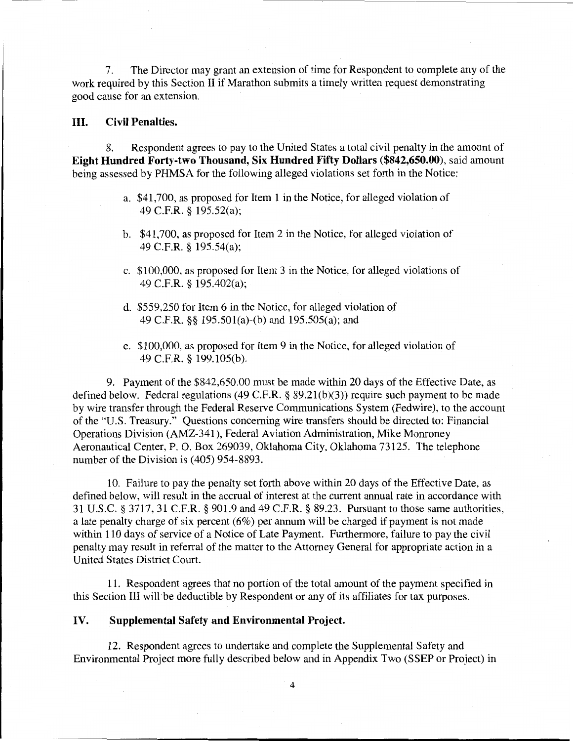7. The Director may grant an extension of time for Respondent to complete any of the work required by this Section II if Marathon submits a timely written request demonstrating good cause for an extension.

## III. Civil Penalties.

8. Respondent agrees to pay to the United States a total civil penalty in the amount of **Eight Hundred Forty-two Thousand, Six Hundred Fifty Dollars ($842,650.00)**, said amount being assessed by PHMSA for the following alleged violations set forth in the Notice:

a. $41,700, as proposed for Item 1 in the Notice, for alleged violation of 49 C.F.R. § 195.52(a);

b. $41,700, as proposed for Item 2 in the Notice, for alleged violation of 49 C.F.R. § 195.54(a);

c. $100,000, as proposed for Item 3 in the Notice, for alleged violations of 49 C.F.R. § 195.402(a);

d. $559,250 for Item 6 in the Notice, for alleged violation of 49 C.F.R. §§ 195.501(a)-(b) and 195.505(a); and

e. $100,000, as proposed for Item 9 in the Notice, for alleged violation of 49 C.F.R. § 199.105(b).

9. Payment of the $842,650.00 must be made within 20 days of the Effective Date, as defined below. Federal regulations (49 C.F.R. § 89.21(b)(3)) require such payment to be made by wire transfer through the Federal Reserve Communications System (Fedwire), to the account of the "U.S. Treasury." Questions concerning wire transfers should be directed to: Financial Operations Division (AMZ-341), Federal Aviation Administration, Mike Monroney Aeronautical Center, P. O. Box 269039, Oklahoma City, Oklahoma 73125. The telephone number of the Division is (405) 954-8893.

10. Failure to pay the penalty set forth above within 20 days of the Effective Date, as defined below, will result in the accrual of interest at the current annual rate in accordance with 31 U.S.C. § 3717, 31 C.F.R. § 901.9 and 49 C.F.R. § 89.23. Pursuant to those same authorities, a late penalty charge of six percent (6%) per annum will be charged if payment is not made within 110 days of service of a Notice of Late Payment. Furthermore, failure to pay the civil penalty may result in referral of the matter to the Attorney General for appropriate action in a United States District Court.

11. Respondent agrees that no portion of the total amount of the payment specified in this Section III will be deductible by Respondent or any of its affiliates for tax purposes.

## IV. Supplemental Safety and Environmental Project.

12. Respondent agrees to undertake and complete the Supplemental Safety and Environmental Project more fully described below and in Appendix Two (SSEP or Project) in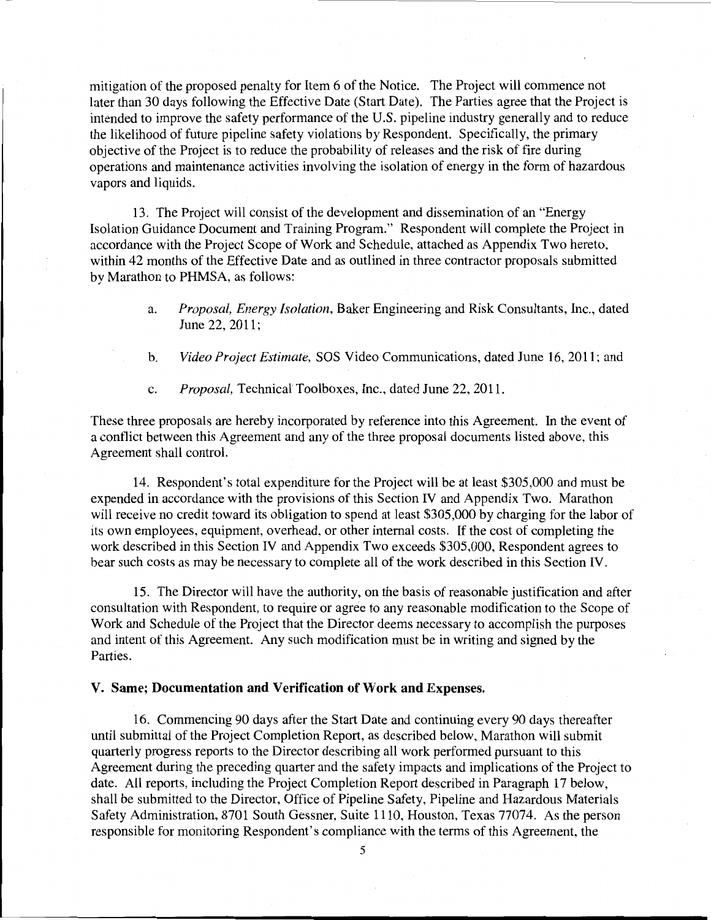mitigation of the proposed penalty for Item 6 of the Notice. The Project will commence not later than 30 days following the Effective Date (Start Date). The Parties agree that the Project is intended to improve the safety performance of the U.S. pipeline industry generally and to reduce the likelihood of future pipeline safety violations by Respondent. Specifically, the primary objective of the Project is to reduce the probability of releases and the risk of fire during operations and maintenance activities involving the isolation of energy in the form of hazardous vapors and liquids.

13. The Project will consist of the development and dissemination of an "Energy Isolation Guidance Document and Training Program." Respondent will complete the Project in accordance with the Project Scope of Work and Schedule, attached as Appendix Two hereto, within 42 months of the Effective Date and as outlined in three contractor proposals submitted by Marathon to PHMSA, as follows:

a. *Proposal, Energy Isolation*, Baker Engineering and Risk Consultants, Inc., dated June 22, 2011;

b. *Video Project Estimate*, SOS Video Communications, dated June 16, 2011; and

c. *Proposal*, Technical Toolboxes, Inc., dated June 22, 2011.

These three proposals are hereby incorporated by reference into this Agreement. In the event of a conflict between this Agreement and any of the three proposal documents listed above, this Agreement shall control.

14. Respondent's total expenditure for the Project will be at least $305,000 and must be expended in accordance with the provisions of this Section IV and Appendix Two. Marathon will receive no credit toward its obligation to spend at least $305,000 by charging for the labor of its own employees, equipment, overhead, or other internal costs. If the cost of completing the work described in this Section IV and Appendix Two exceeds $305,000, Respondent agrees to bear such costs as may be necessary to complete all of the work described in this Section IV.

15. The Director will have the authority, on the basis of reasonable justification and after consultation with Respondent, to require or agree to any reasonable modification to the Scope of Work and Schedule of the Project that the Director deems necessary to accomplish the purposes and intent of this Agreement. Any such modification must be in writing and signed by the Parties.

## V. Same; Documentation and Verification of Work and Expenses.

16. Commencing 90 days after the Start Date and continuing every 90 days thereafter until submittal of the Project Completion Report, as described below, Marathon will submit quarterly progress reports to the Director describing all work performed pursuant to this Agreement during the preceding quarter and the safety impacts and implications of the Project to date. All reports, including the Project Completion Report described in Paragraph 17 below, shall be submitted to the Director, Office of Pipeline Safety, Pipeline and Hazardous Materials Safety Administration, 8701 South Gessner, Suite 1110, Houston, Texas 77074. As the person responsible for monitoring Respondent's compliance with the terms of this Agreement, the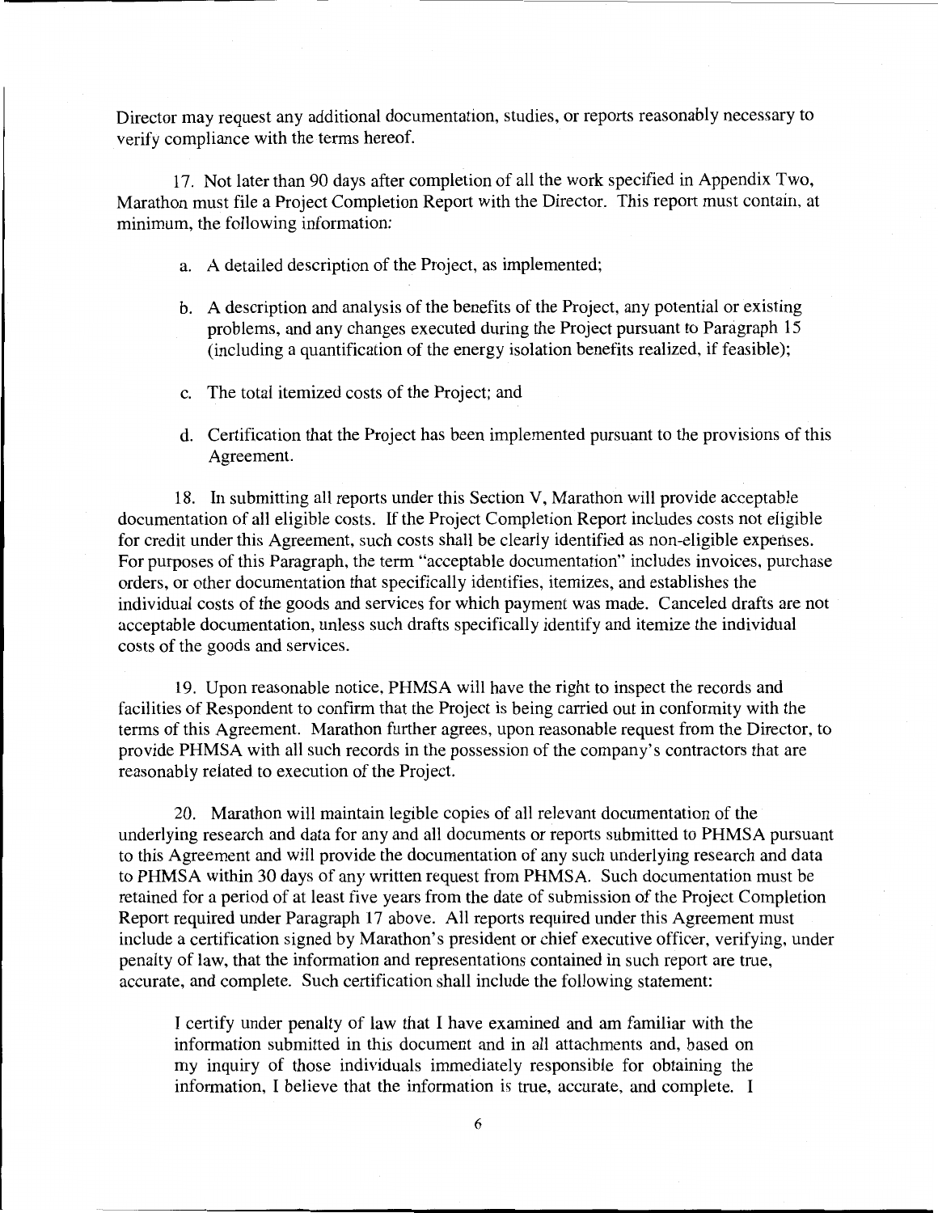Director may request any additional documentation, studies, or reports reasonably necessary to verify compliance with the terms hereof.

17. Not later than 90 days after completion of all the work specified in Appendix Two, Marathon must file a Project Completion Report with the Director. This report must contain, at minimum, the following information:

a. A detailed description of the Project, as implemented;

b. A description and analysis of the benefits of the Project, any potential or existing problems, and any changes executed during the Project pursuant to Paragraph 15 (including a quantification of the energy isolation benefits realized, if feasible);

c. The total itemized costs of the Project; and

d. Certification that the Project has been implemented pursuant to the provisions of this Agreement.

18. In submitting all reports under this Section V, Marathon will provide acceptable documentation of all eligible costs. If the Project Completion Report includes costs not eligible for credit under this Agreement, such costs shall be clearly identified as non-eligible expenses. For purposes of this Paragraph, the term "acceptable documentation" includes invoices, purchase orders, or other documentation that specifically identifies, itemizes, and establishes the individual costs of the goods and services for which payment was made. Canceled drafts are not acceptable documentation, unless such drafts specifically identify and itemize the individual costs of the goods and services.

19. Upon reasonable notice, PHMSA will have the right to inspect the records and facilities of Respondent to confirm that the Project is being carried out in conformity with the terms of this Agreement. Marathon further agrees, upon reasonable request from the Director, to provide PHMSA with all such records in the possession of the company's contractors that are reasonably related to execution of the Project.

20. Marathon will maintain legible copies of all relevant documentation of the underlying research and data for any and all documents or reports submitted to PHMSA pursuant to this Agreement and will provide the documentation of any such underlying research and data to PHMSA within 30 days of any written request from PHMSA. Such documentation must be retained for a period of at least five years from the date of submission of the Project Completion Report required under Paragraph 17 above. All reports required under this Agreement must include a certification signed by Marathon's president or chief executive officer, verifying, under penalty of law, that the information and representations contained in such report are true, accurate, and complete. Such certification shall include the following statement:

> I certify under penalty of law that I have examined and am familiar with the information submitted in this document and in all attachments and, based on my inquiry of those individuals immediately responsible for obtaining the information, I believe that the information is true, accurate, and complete. I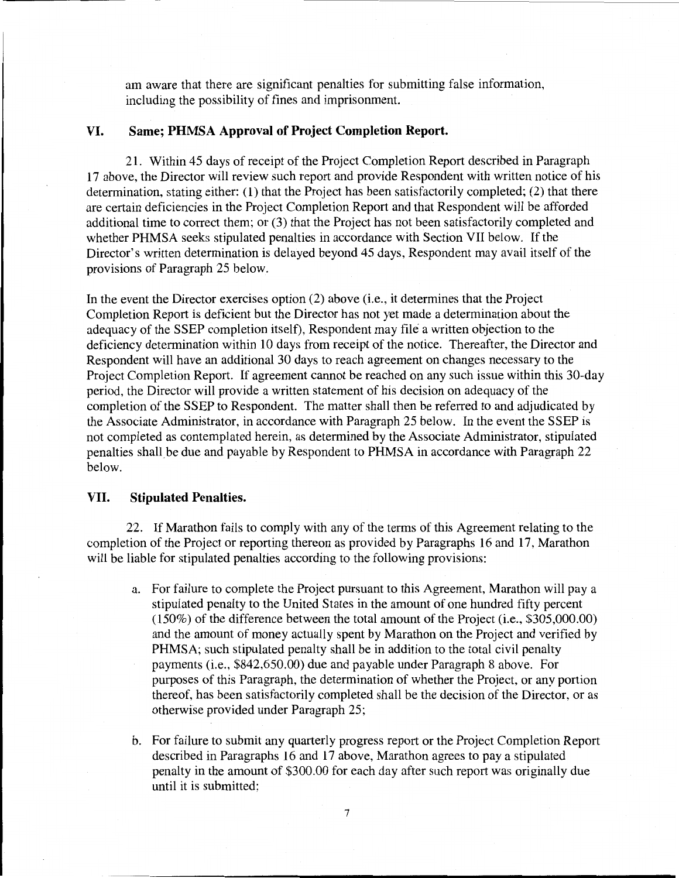am aware that there are significant penalties for submitting false information, including the possibility of fines and imprisonment.

## VI. Same; PHMSA Approval of Project Completion Report.

21. Within 45 days of receipt of the Project Completion Report described in Paragraph 17 above, the Director will review such report and provide Respondent with written notice of his determination, stating either: (1) that the Project has been satisfactorily completed; (2) that there are certain deficiencies in the Project Completion Report and that Respondent will be afforded additional time to correct them; or (3) that the Project has not been satisfactorily completed and whether PHMSA seeks stipulated penalties in accordance with Section VII below. If the Director's written determination is delayed beyond 45 days, Respondent may avail itself of the provisions of Paragraph 25 below.

In the event the Director exercises option (2) above (i.e., it determines that the Project Completion Report is deficient but the Director has not yet made a determination about the adequacy of the SSEP completion itself), Respondent may file a written objection to the deficiency determination within 10 days from receipt of the notice. Thereafter, the Director and Respondent will have an additional 30 days to reach agreement on changes necessary to the Project Completion Report. If agreement cannot be reached on any such issue within this 30-day period, the Director will provide a written statement of his decision on adequacy of the completion of the SSEP to Respondent. The matter shall then be referred to and adjudicated by the Associate Administrator, in accordance with Paragraph 25 below. In the event the SSEP is not completed as contemplated herein, as determined by the Associate Administrator, stipulated penalties shall be due and payable by Respondent to PHMSA in accordance with Paragraph 22 below.

## VII. Stipulated Penalties.

22. If Marathon fails to comply with any of the terms of this Agreement relating to the completion of the Project or reporting thereon as provided by Paragraphs 16 and 17, Marathon will be liable for stipulated penalties according to the following provisions:

a. For failure to complete the Project pursuant to this Agreement, Marathon will pay a stipulated penalty to the United States in the amount of one hundred fifty percent (150%) of the difference between the total amount of the Project (i.e., $305,000.00) and the amount of money actually spent by Marathon on the Project and verified by PHMSA; such stipulated penalty shall be in addition to the total civil penalty payments (i.e., $842,650.00) due and payable under Paragraph 8 above. For purposes of this Paragraph, the determination of whether the Project, or any portion thereof, has been satisfactorily completed shall be the decision of the Director, or as otherwise provided under Paragraph 25;

b. For failure to submit any quarterly progress report or the Project Completion Report described in Paragraphs 16 and 17 above, Marathon agrees to pay a stipulated penalty in the amount of $300.00 for each day after such report was originally due until it is submitted;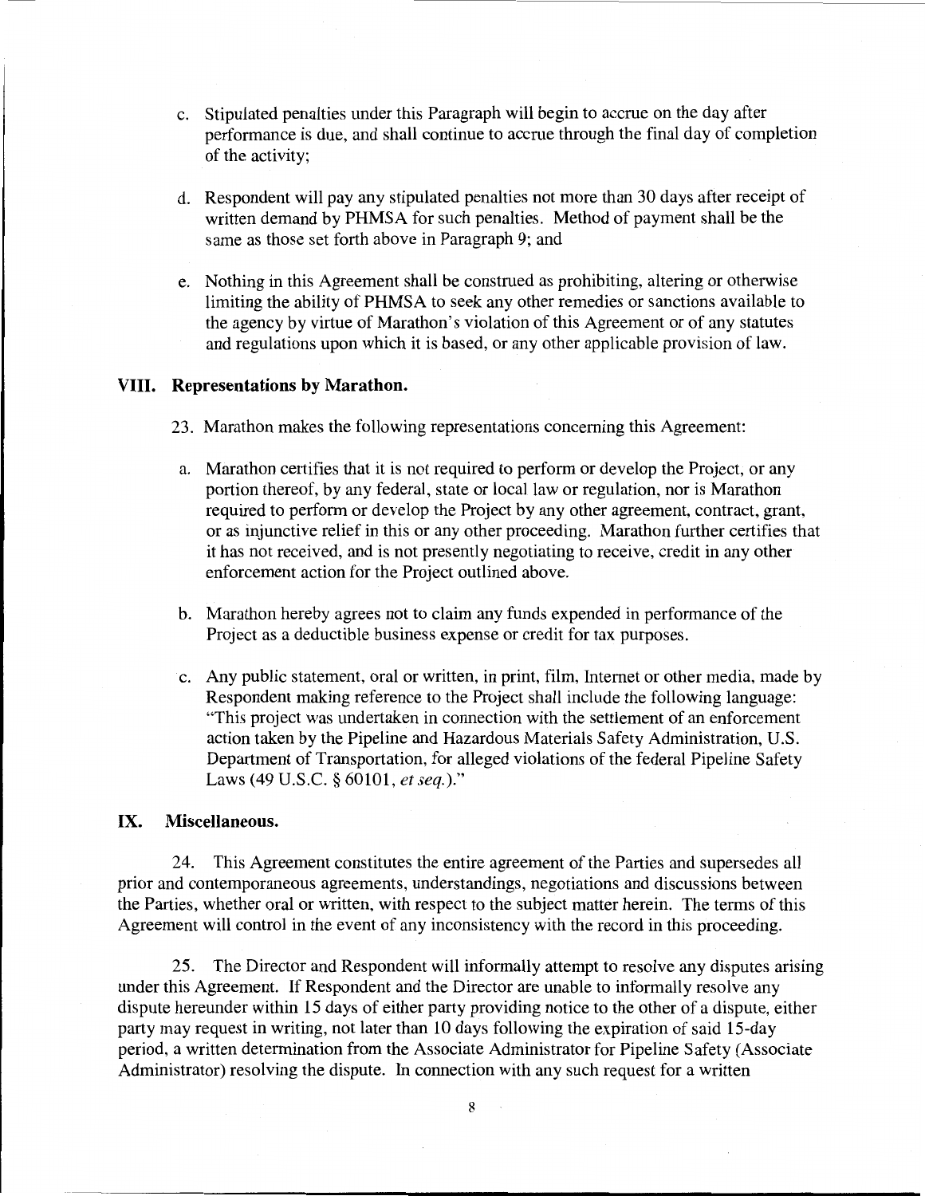c. Stipulated penalties under this Paragraph will begin to accrue on the day after performance is due, and shall continue to accrue through the final day of completion of the activity;

d. Respondent will pay any stipulated penalties not more than 30 days after receipt of written demand by PHMSA for such penalties. Method of payment shall be the same as those set forth above in Paragraph 9; and

e. Nothing in this Agreement shall be construed as prohibiting, altering or otherwise limiting the ability of PHMSA to seek any other remedies or sanctions available to the agency by virtue of Marathon's violation of this Agreement or of any statutes and regulations upon which it is based, or any other applicable provision of law.

## VIII. Representations by Marathon.

23. Marathon makes the following representations concerning this Agreement:

a. Marathon certifies that it is not required to perform or develop the Project, or any portion thereof, by any federal, state or local law or regulation, nor is Marathon required to perform or develop the Project by any other agreement, contract, grant, or as injunctive relief in this or any other proceeding. Marathon further certifies that it has not received, and is not presently negotiating to receive, credit in any other enforcement action for the Project outlined above.

b. Marathon hereby agrees not to claim any funds expended in performance of the Project as a deductible business expense or credit for tax purposes.

c. Any public statement, oral or written, in print, film, Internet or other media, made by Respondent making reference to the Project shall include the following language: "This project was undertaken in connection with the settlement of an enforcement action taken by the Pipeline and Hazardous Materials Safety Administration, U.S. Department of Transportation, for alleged violations of the federal Pipeline Safety Laws (49 U.S.C. § 60101, *et seq.*)."

## IX. Miscellaneous.

24. This Agreement constitutes the entire agreement of the Parties and supersedes all prior and contemporaneous agreements, understandings, negotiations and discussions between the Parties, whether oral or written, with respect to the subject matter herein. The terms of this Agreement will control in the event of any inconsistency with the record in this proceeding.

25. The Director and Respondent will informally attempt to resolve any disputes arising under this Agreement. If Respondent and the Director are unable to informally resolve any dispute hereunder within 15 days of either party providing notice to the other of a dispute, either party may request in writing, not later than 10 days following the expiration of said 15-day period, a written determination from the Associate Administrator for Pipeline Safety (Associate Administrator) resolving the dispute. In connection with any such request for a written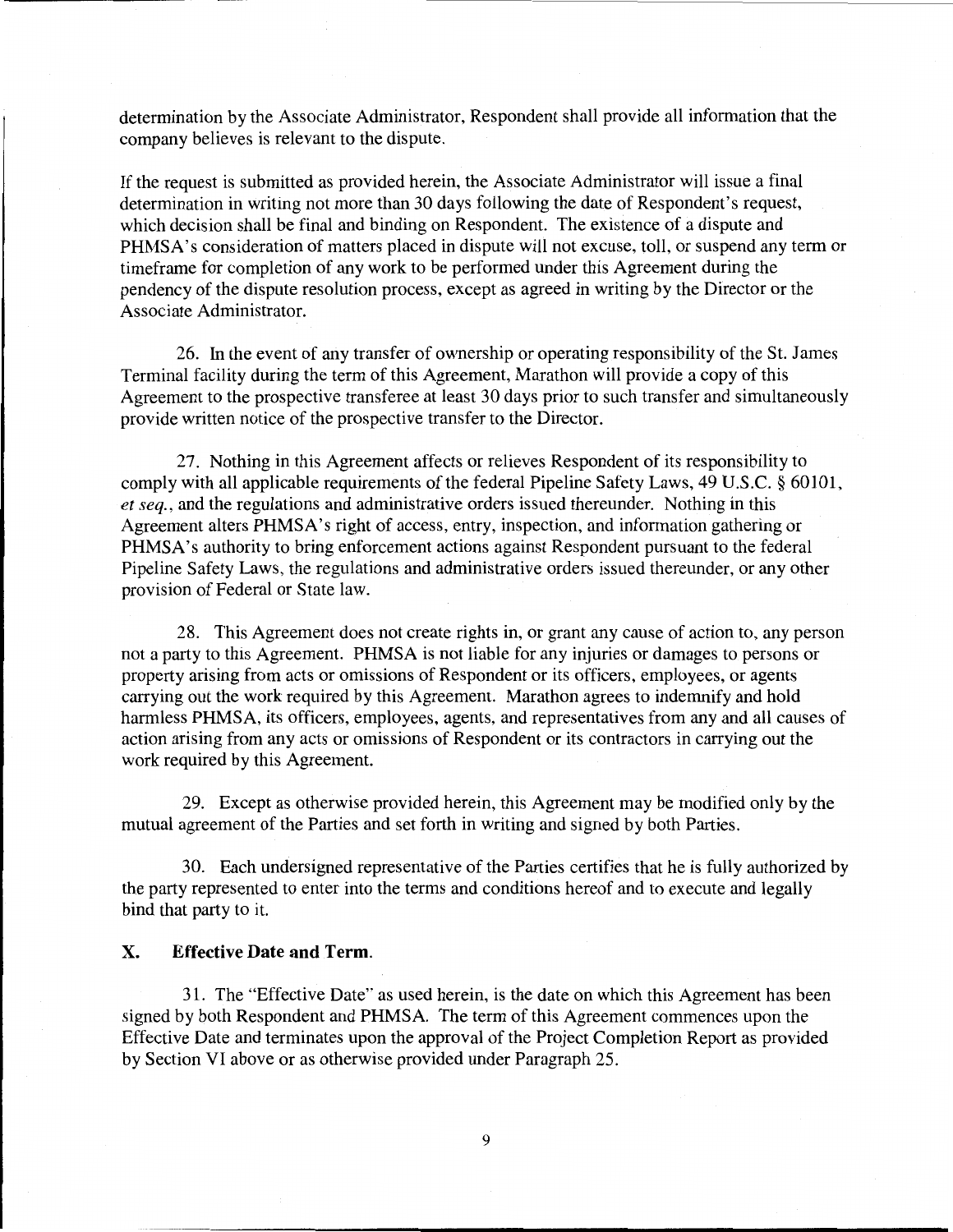determination by the Associate Administrator, Respondent shall provide all information that the company believes is relevant to the dispute.

If the request is submitted as provided herein, the Associate Administrator will issue a final determination in writing not more than 30 days following the date of Respondent's request, which decision shall be final and binding on Respondent. The existence of a dispute and PHMSA's consideration of matters placed in dispute will not excuse, toll, or suspend any term or timeframe for completion of any work to be performed under this Agreement during the pendency of the dispute resolution process, except as agreed in writing by the Director or the Associate Administrator.

26. In the event of any transfer of ownership or operating responsibility of the St. James Terminal facility during the term of this Agreement, Marathon will provide a copy of this Agreement to the prospective transferee at least 30 days prior to such transfer and simultaneously provide written notice of the prospective transfer to the Director.

27. Nothing in this Agreement affects or relieves Respondent of its responsibility to comply with all applicable requirements of the federal Pipeline Safety Laws, 49 U.S.C. § 60101, *et seq.*, and the regulations and administrative orders issued thereunder. Nothing in this Agreement alters PHMSA's right of access, entry, inspection, and information gathering or PHMSA's authority to bring enforcement actions against Respondent pursuant to the federal Pipeline Safety Laws, the regulations and administrative orders issued thereunder, or any other provision of Federal or State law.

28. This Agreement does not create rights in, or grant any cause of action to, any person not a party to this Agreement. PHMSA is not liable for any injuries or damages to persons or property arising from acts or omissions of Respondent or its officers, employees, or agents carrying out the work required by this Agreement. Marathon agrees to indemnify and hold harmless PHMSA, its officers, employees, agents, and representatives from any and all causes of action arising from any acts or omissions of Respondent or its contractors in carrying out the work required by this Agreement.

29. Except as otherwise provided herein, this Agreement may be modified only by the mutual agreement of the Parties and set forth in writing and signed by both Parties.

30. Each undersigned representative of the Parties certifies that he is fully authorized by the party represented to enter into the terms and conditions hereof and to execute and legally bind that party to it.

## X. Effective Date and Term.

31. The "Effective Date" as used herein, is the date on which this Agreement has been signed by both Respondent and PHMSA. The term of this Agreement commences upon the Effective Date and terminates upon the approval of the Project Completion Report as provided by Section VI above or as otherwise provided under Paragraph 25.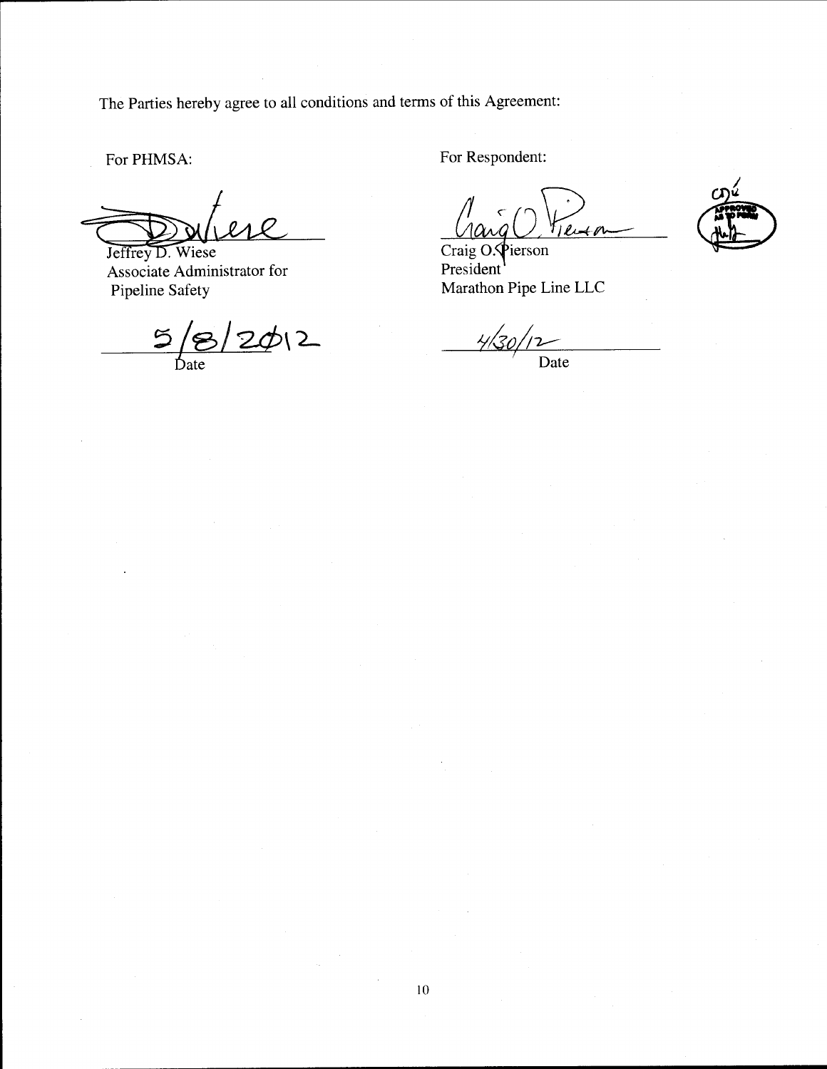The Parties hereby agree to all conditions and terms of this Agreement:

For PHMSA:

Jeffrey D. Wiese
Associate Administrator for
Pipeline Safety

5/8/2012
Date

For Respondent:

Craig O. Pierson
President
Marathon Pipe Line LLC

4/30/12
Date

APPROVED AS TO FORM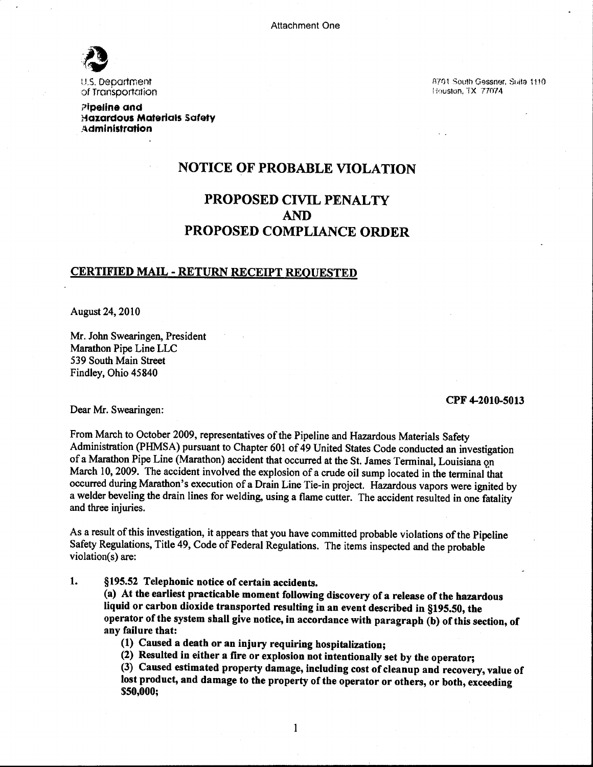Attachment One

U.S. Department of Transportation

**Pipeline and Hazardous Materials Safety Administration**

8701 South Gessner, Suite 1110
Houston, TX 77074

# NOTICE OF PROBABLE VIOLATION

# PROPOSED CIVIL PENALTY AND PROPOSED COMPLIANCE ORDER

## CERTIFIED MAIL - RETURN RECEIPT REQUESTED

August 24, 2010

Mr. John Swearingen, President
Marathon Pipe Line LLC
539 South Main Street
Findley, Ohio 45840

**CPF 4-2010-5013**

Dear Mr. Swearingen:

From March to October 2009, representatives of the Pipeline and Hazardous Materials Safety Administration (PHMSA) pursuant to Chapter 601 of 49 United States Code conducted an investigation of a Marathon Pipe Line (Marathon) accident that occurred at the St. James Terminal, Louisiana on March 10, 2009. The accident involved the explosion of a crude oil sump located in the terminal that occurred during Marathon's execution of a Drain Line Tie-in project. Hazardous vapors were ignited by a welder beveling the drain lines for welding, using a flame cutter. The accident resulted in one fatality and three injuries.

As a result of this investigation, it appears that you have committed probable violations of the Pipeline Safety Regulations, Title 49, Code of Federal Regulations. The items inspected and the probable violation(s) are:

1. **§195.52 Telephonic notice of certain accidents.**
   **(a) At the earliest practicable moment following discovery of a release of the hazardous liquid or carbon dioxide transported resulting in an event described in §195.50, the operator of the system shall give notice, in accordance with paragraph (b) of this section, of any failure that:**
   **(1) Caused a death or an injury requiring hospitalization;**
   **(2) Resulted in either a fire or explosion not intentionally set by the operator;**
   **(3) Caused estimated property damage, including cost of cleanup and recovery, value of lost product, and damage to the property of the operator or others, or both, exceeding $50,000;**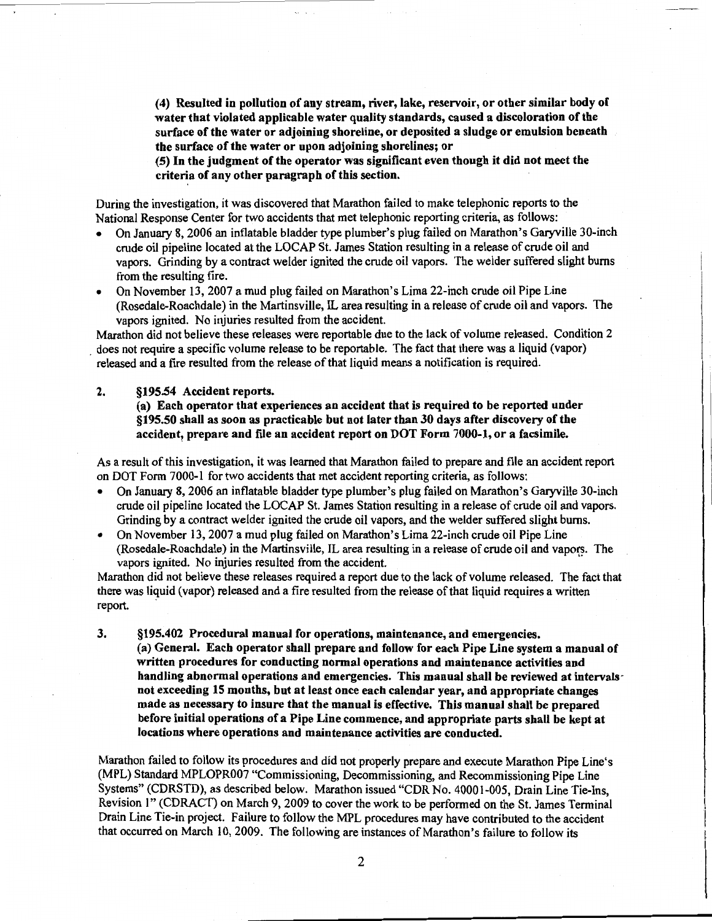**(4) Resulted in pollution of any stream, river, lake, reservoir, or other similar body of water that violated applicable water quality standards, caused a discoloration of the surface of the water or adjoining shoreline, or deposited a sludge or emulsion beneath the surface of the water or upon adjoining shorelines; or**

**(5) In the judgment of the operator was significant even though it did not meet the criteria of any other paragraph of this section.**

During the investigation, it was discovered that Marathon failed to make telephonic reports to the National Response Center for two accidents that met telephonic reporting criteria, as follows:

- On January 8, 2006 an inflatable bladder type plumber's plug failed on Marathon's Garyville 30-inch crude oil pipeline located at the LOCAP St. James Station resulting in a release of crude oil and vapors. Grinding by a contract welder ignited the crude oil vapors. The welder suffered slight burns from the resulting fire.
- On November 13, 2007 a mud plug failed on Marathon's Lima 22-inch crude oil Pipe Line (Rosedale-Roachdale) in the Martinsville, IL area resulting in a release of crude oil and vapors. The vapors ignited. No injuries resulted from the accident.

Marathon did not believe these releases were reportable due to the lack of volume released. Condition 2 does not require a specific volume release to be reportable. The fact that there was a liquid (vapor) released and a fire resulted from the release of that liquid means a notification is required.

**2. §195.54 Accident reports.**

**(a) Each operator that experiences an accident that is required to be reported under §195.50 shall as soon as practicable but not later than 30 days after discovery of the accident, prepare and file an accident report on DOT Form 7000-1, or a facsimile.**

As a result of this investigation, it was learned that Marathon failed to prepare and file an accident report on DOT Form 7000-1 for two accidents that met accident reporting criteria, as follows:

- On January 8, 2006 an inflatable bladder type plumber's plug failed on Marathon's Garyville 30-inch crude oil pipeline located the LOCAP St. James Station resulting in a release of crude oil and vapors. Grinding by a contract welder ignited the crude oil vapors, and the welder suffered slight burns.
- On November 13, 2007 a mud plug failed on Marathon's Lima 22-inch crude oil Pipe Line (Rosedale-Roachdale) in the Martinsville, IL area resulting in a release of crude oil and vapors. The vapors ignited. No injuries resulted from the accident.

Marathon did not believe these releases required a report due to the lack of volume released. The fact that there was liquid (vapor) released and a fire resulted from the release of that liquid requires a written report.

**3. §195.402 Procedural manual for operations, maintenance, and emergencies.**

**(a) General. Each operator shall prepare and follow for each Pipe Line system a manual of written procedures for conducting normal operations and maintenance activities and handling abnormal operations and emergencies. This manual shall be reviewed at intervals not exceeding 15 months, but at least once each calendar year, and appropriate changes made as necessary to insure that the manual is effective. This manual shall be prepared before initial operations of a Pipe Line commence, and appropriate parts shall be kept at locations where operations and maintenance activities are conducted.**

Marathon failed to follow its procedures and did not properly prepare and execute Marathon Pipe Line's (MPL) Standard MPLOPR007 "Commissioning, Decommissioning, and Recommissioning Pipe Line Systems" (CDRSTD), as described below. Marathon issued "CDR No. 40001-005, Drain Line Tie-Ins, Revision 1" (CDRACT) on March 9, 2009 to cover the work to be performed on the St. James Terminal Drain Line Tie-in project. Failure to follow the MPL procedures may have contributed to the accident that occurred on March 10, 2009. The following are instances of Marathon's failure to follow its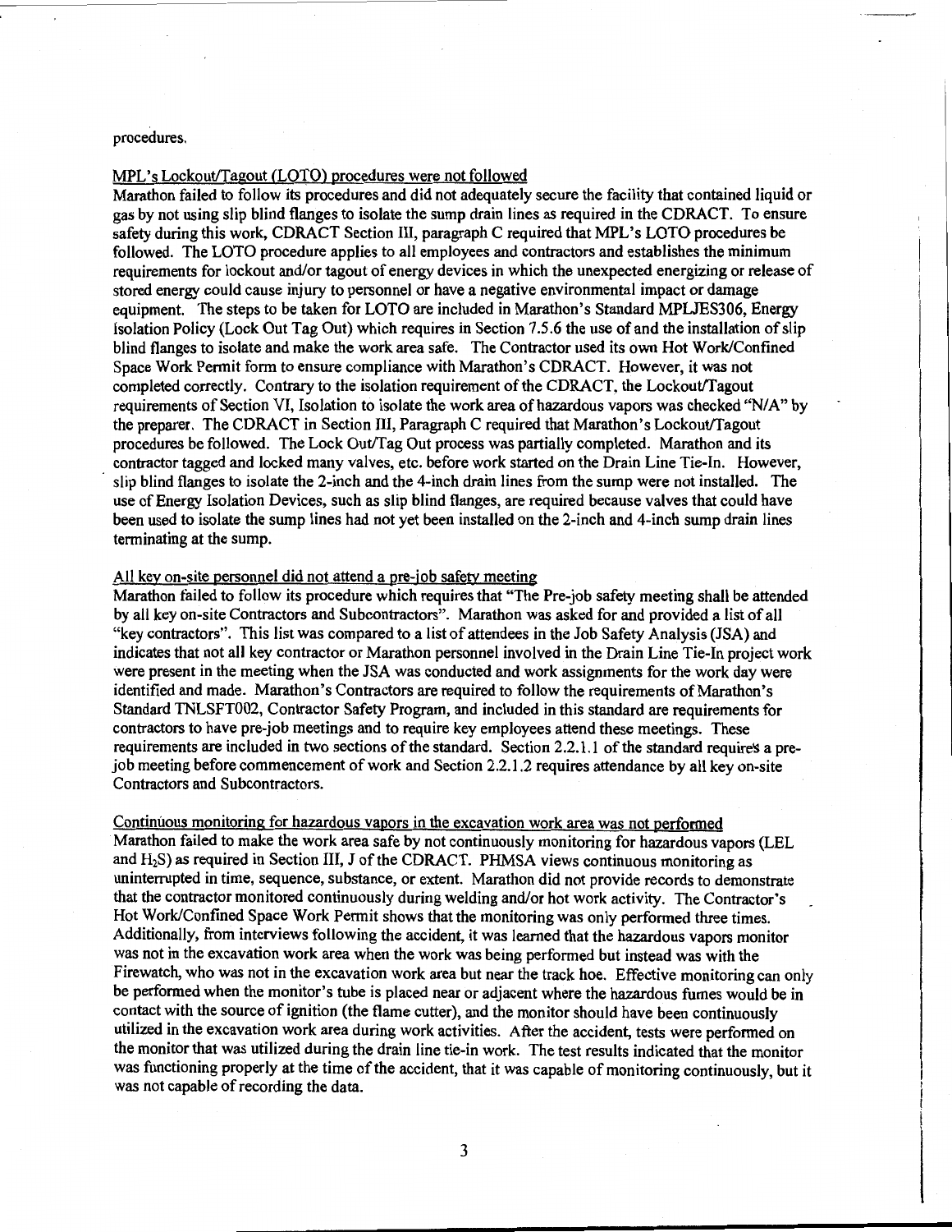procedures.

MPL's Lockout/Tagout (LOTO) procedures were not followed

Marathon failed to follow its procedures and did not adequately secure the facility that contained liquid or gas by not using slip blind flanges to isolate the sump drain lines as required in the CDRACT. To ensure safety during this work, CDRACT Section III, paragraph C required that MPL's LOTO procedures be followed. The LOTO procedure applies to all employees and contractors and establishes the minimum requirements for lockout and/or tagout of energy devices in which the unexpected energizing or release of stored energy could cause injury to personnel or have a negative environmental impact or damage equipment. The steps to be taken for LOTO are included in Marathon's Standard MPLJES306, Energy Isolation Policy (Lock Out Tag Out) which requires in Section 7.5.6 the use of and the installation of slip blind flanges to isolate and make the work area safe. The Contractor used its own Hot Work/Confined Space Work Permit form to ensure compliance with Marathon's CDRACT. However, it was not completed correctly. Contrary to the isolation requirement of the CDRACT, the Lockout/Tagout requirements of Section VI, Isolation to isolate the work area of hazardous vapors was checked "N/A" by the preparer. The CDRACT in Section III, Paragraph C required that Marathon's Lockout/Tagout procedures be followed. The Lock Out/Tag Out process was partially completed. Marathon and its contractor tagged and locked many valves, etc. before work started on the Drain Line Tie-In. However, slip blind flanges to isolate the 2-inch and the 4-inch drain lines from the sump were not installed. The use of Energy Isolation Devices, such as slip blind flanges, are required because valves that could have been used to isolate the sump lines had not yet been installed on the 2-inch and 4-inch sump drain lines terminating at the sump.

All key on-site personnel did not attend a pre-job safety meeting

Marathon failed to follow its procedure which requires that "The Pre-job safety meeting shall be attended by all key on-site Contractors and Subcontractors". Marathon was asked for and provided a list of all "key contractors". This list was compared to a list of attendees in the Job Safety Analysis (JSA) and indicates that not all key contractor or Marathon personnel involved in the Drain Line Tie-In project work were present in the meeting when the JSA was conducted and work assignments for the work day were identified and made. Marathon's Contractors are required to follow the requirements of Marathon's Standard TNLSFT002, Contractor Safety Program, and included in this standard are requirements for contractors to have pre-job meetings and to require key employees attend these meetings. These requirements are included in two sections of the standard. Section 2.2.1.1 of the standard requires a pre-job meeting before commencement of work and Section 2.2.1.2 requires attendance by all key on-site Contractors and Subcontractors.

Continuous monitoring for hazardous vapors in the excavation work area was not performed

Marathon failed to make the work area safe by not continuously monitoring for hazardous vapors (LEL and $H_2S$) as required in Section III, J of the CDRACT. PHMSA views continuous monitoring as uninterrupted in time, sequence, substance, or extent. Marathon did not provide records to demonstrate that the contractor monitored continuously during welding and/or hot work activity. The Contractor's Hot Work/Confined Space Work Permit shows that the monitoring was only performed three times. Additionally, from interviews following the accident, it was learned that the hazardous vapors monitor was not in the excavation work area when the work was being performed but instead was with the Firewatch, who was not in the excavation work area but near the track hoe. Effective monitoring can only be performed when the monitor's tube is placed near or adjacent where the hazardous fumes would be in contact with the source of ignition (the flame cutter), and the monitor should have been continuously utilized in the excavation work area during work activities. After the accident, tests were performed on the monitor that was utilized during the drain line tie-in work. The test results indicated that the monitor was functioning properly at the time of the accident, that it was capable of monitoring continuously, but it was not capable of recording the data.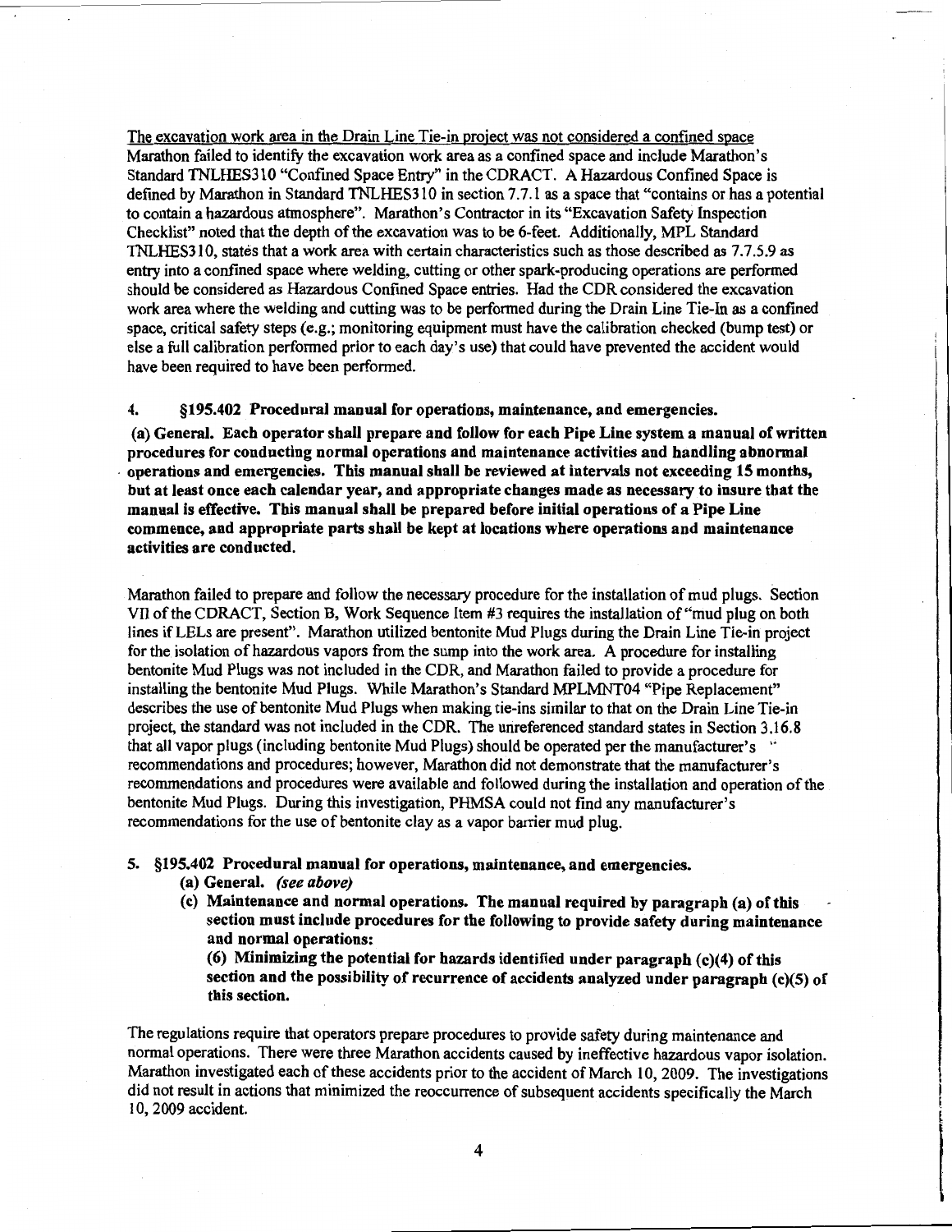<u>The excavation work area in the Drain Line Tie-in project was not considered a confined space</u>
Marathon failed to identify the excavation work area as a confined space and include Marathon's Standard TNLHES310 "Confined Space Entry" in the CDRACT. A Hazardous Confined Space is defined by Marathon in Standard TNLHES310 in section 7.7.1 as a space that "contains or has a potential to contain a hazardous atmosphere". Marathon's Contractor in its "Excavation Safety Inspection Checklist" noted that the depth of the excavation was to be 6-feet. Additionally, MPL Standard TNLHES310, states that a work area with certain characteristics such as those described as 7.7.5.9 as entry into a confined space where welding, cutting or other spark-producing operations are performed should be considered as Hazardous Confined Space entries. Had the CDR considered the excavation work area where the welding and cutting was to be performed during the Drain Line Tie-In as a confined space, critical safety steps (e.g.; monitoring equipment must have the calibration checked (bump test) or else a full calibration performed prior to each day's use) that could have prevented the accident would have been required to have been performed.

**4. §195.402 Procedural manual for operations, maintenance, and emergencies.**

**(a) General. Each operator shall prepare and follow for each Pipe Line system a manual of written procedures for conducting normal operations and maintenance activities and handling abnormal operations and emergencies. This manual shall be reviewed at intervals not exceeding 15 months, but at least once each calendar year, and appropriate changes made as necessary to insure that the manual is effective. This manual shall be prepared before initial operations of a Pipe Line commence, and appropriate parts shall be kept at locations where operations and maintenance activities are conducted.**

Marathon failed to prepare and follow the necessary procedure for the installation of mud plugs. Section VII of the CDRACT, Section B, Work Sequence Item #3 requires the installation of "mud plug on both lines if LELs are present". Marathon utilized bentonite Mud Plugs during the Drain Line Tie-in project for the isolation of hazardous vapors from the sump into the work area. A procedure for installing bentonite Mud Plugs was not included in the CDR, and Marathon failed to provide a procedure for installing the bentonite Mud Plugs. While Marathon's Standard MPLMNT04 "Pipe Replacement" describes the use of bentonite Mud Plugs when making tie-ins similar to that on the Drain Line Tie-in project, the standard was not included in the CDR. The unreferenced standard states in Section 3.16.8 that all vapor plugs (including bentonite Mud Plugs) should be operated per the manufacturer's recommendations and procedures; however, Marathon did not demonstrate that the manufacturer's recommendations and procedures were available and followed during the installation and operation of the bentonite Mud Plugs. During this investigation, PHMSA could not find any manufacturer's recommendations for the use of bentonite clay as a vapor barrier mud plug.

**5. §195.402 Procedural manual for operations, maintenance, and emergencies.**

- **(a) General.** ***(see above)***
- **(c) Maintenance and normal operations. The manual required by paragraph (a) of this section must include procedures for the following to provide safety during maintenance and normal operations:**

  **(6) Minimizing the potential for hazards identified under paragraph (c)(4) of this section and the possibility of recurrence of accidents analyzed under paragraph (c)(5) of this section.**

The regulations require that operators prepare procedures to provide safety during maintenance and normal operations. There were three Marathon accidents caused by ineffective hazardous vapor isolation. Marathon investigated each of these accidents prior to the accident of March 10, 2009. The investigations did not result in actions that minimized the reoccurrence of subsequent accidents specifically the March 10, 2009 accident.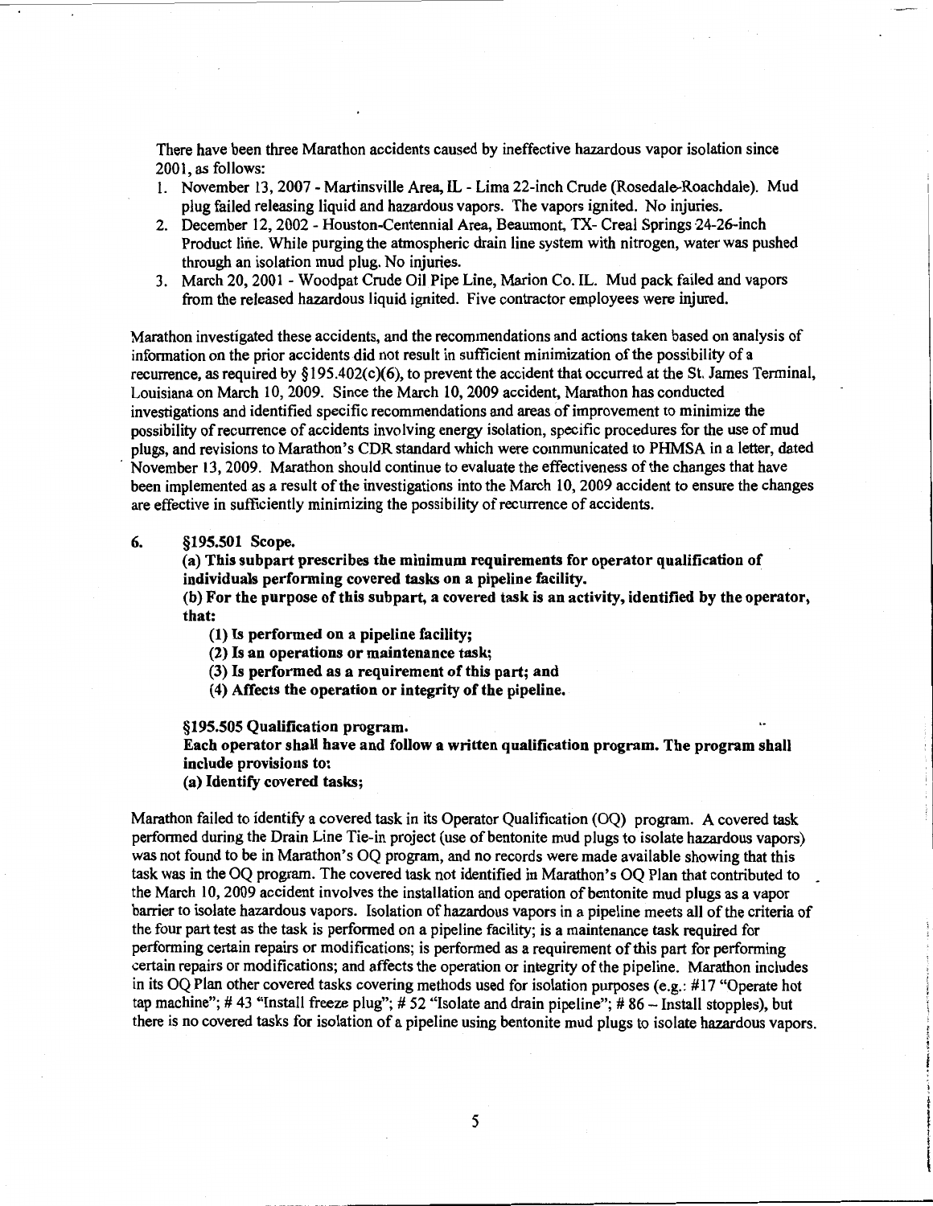There have been three Marathon accidents caused by ineffective hazardous vapor isolation since 2001, as follows:

1. November 13, 2007 - Martinsville Area, IL - Lima 22-inch Crude (Rosedale-Roachdale). Mud plug failed releasing liquid and hazardous vapors. The vapors ignited. No injuries.
2. December 12, 2002 - Houston-Centennial Area, Beaumont, TX- Creal Springs 24-26-inch Product line. While purging the atmospheric drain line system with nitrogen, water was pushed through an isolation mud plug. No injuries.
3. March 20, 2001 - Woodpat Crude Oil Pipe Line, Marion Co. IL. Mud pack failed and vapors from the released hazardous liquid ignited. Five contractor employees were injured.

Marathon investigated these accidents, and the recommendations and actions taken based on analysis of information on the prior accidents did not result in sufficient minimization of the possibility of a recurrence, as required by §195.402(c)(6), to prevent the accident that occurred at the St. James Terminal, Louisiana on March 10, 2009. Since the March 10, 2009 accident, Marathon has conducted investigations and identified specific recommendations and areas of improvement to minimize the possibility of recurrence of accidents involving energy isolation, specific procedures for the use of mud plugs, and revisions to Marathon's CDR standard which were communicated to PHMSA in a letter, dated November 13, 2009. Marathon should continue to evaluate the effectiveness of the changes that have been implemented as a result of the investigations into the March 10, 2009 accident to ensure the changes are effective in sufficiently minimizing the possibility of recurrence of accidents.

6. **§195.501 Scope.**

**(a) This subpart prescribes the minimum requirements for operator qualification of individuals performing covered tasks on a pipeline facility.**

**(b) For the purpose of this subpart, a covered task is an activity, identified by the operator, that:**

**(1) Is performed on a pipeline facility;**

**(2) Is an operations or maintenance task;**

**(3) Is performed as a requirement of this part; and**

**(4) Affects the operation or integrity of the pipeline.**

**§195.505 Qualification program.**

**Each operator shall have and follow a written qualification program. The program shall include provisions to:**

**(a) Identify covered tasks;**

Marathon failed to identify a covered task in its Operator Qualification (OQ) program. A covered task performed during the Drain Line Tie-in project (use of bentonite mud plugs to isolate hazardous vapors) was not found to be in Marathon's OQ program, and no records were made available showing that this task was in the OQ program. The covered task not identified in Marathon's OQ Plan that contributed to the March 10, 2009 accident involves the installation and operation of bentonite mud plugs as a vapor barrier to isolate hazardous vapors. Isolation of hazardous vapors in a pipeline meets all of the criteria of the four part test as the task is performed on a pipeline facility; is a maintenance task required for performing certain repairs or modifications; is performed as a requirement of this part for performing certain repairs or modifications; and affects the operation or integrity of the pipeline. Marathon includes in its OQ Plan other covered tasks covering methods used for isolation purposes (e.g.: #17 "Operate hot tap machine"; # 43 "Install freeze plug"; # 52 "Isolate and drain pipeline"; # 86 – Install stopples), but there is no covered tasks for isolation of a pipeline using bentonite mud plugs to isolate hazardous vapors.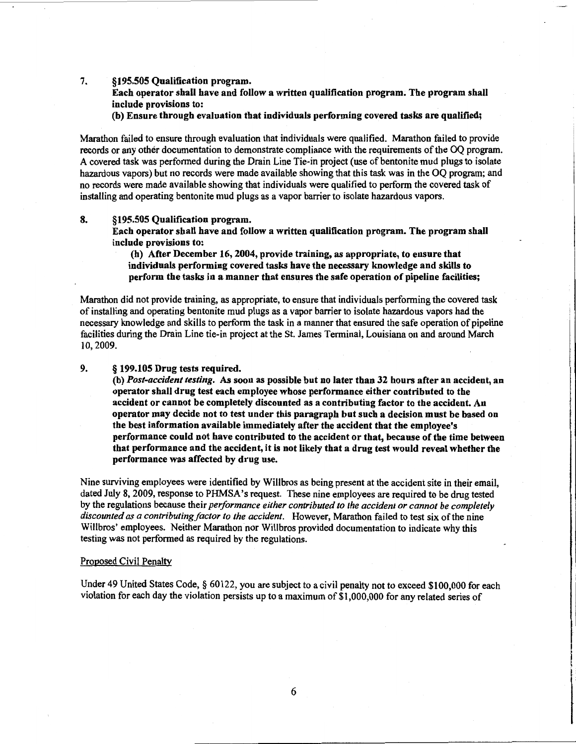7. **§195.505 Qualification program.**
   **Each operator shall have and follow a written qualification program. The program shall include provisions to:**
   **(b) Ensure through evaluation that individuals performing covered tasks are qualified;**

Marathon failed to ensure through evaluation that individuals were qualified. Marathon failed to provide records or any other documentation to demonstrate compliance with the requirements of the OQ program. A covered task was performed during the Drain Line Tie-in project (use of bentonite mud plugs to isolate hazardous vapors) but no records were made available showing that this task was in the OQ program; and no records were made available showing that individuals were qualified to perform the covered task of installing and operating bentonite mud plugs as a vapor barrier to isolate hazardous vapors.

8. **§195.505 Qualification program.**
   **Each operator shall have and follow a written qualification program. The program shall include provisions to:**
   **(h) After December 16, 2004, provide training, as appropriate, to ensure that individuals performing covered tasks have the necessary knowledge and skills to perform the tasks in a manner that ensures the safe operation of pipeline facilities;**

Marathon did not provide training, as appropriate, to ensure that individuals performing the covered task of installing and operating bentonite mud plugs as a vapor barrier to isolate hazardous vapors had the necessary knowledge and skills to perform the task in a manner that ensured the safe operation of pipeline facilities during the Drain Line tie-in project at the St. James Terminal, Louisiana on and around March 10, 2009.

9. **§ 199.105 Drug tests required.**
   **(b) *Post-accident testing.* As soon as possible but no later than 32 hours after an accident, an operator shall drug test each employee whose performance either contributed to the accident or cannot be completely discounted as a contributing factor to the accident. An operator may decide not to test under this paragraph but such a decision must be based on the best information available immediately after the accident that the employee's performance could not have contributed to the accident or that, because of the time between that performance and the accident, it is not likely that a drug test would reveal whether the performance was affected by drug use.**

Nine surviving employees were identified by Willbros as being present at the accident site in their email, dated July 8, 2009, response to PHMSA's request. These nine employees are required to be drug tested by the regulations because their *performance either contributed to the accident or cannot be completely discounted as a contributing factor to the accident*. However, Marathon failed to test six of the nine Willbros' employees. Neither Marathon nor Willbros provided documentation to indicate why this testing was not performed as required by the regulations.

Proposed Civil Penalty

Under 49 United States Code, § 60122, you are subject to a civil penalty not to exceed $100,000 for each violation for each day the violation persists up to a maximum of $1,000,000 for any related series of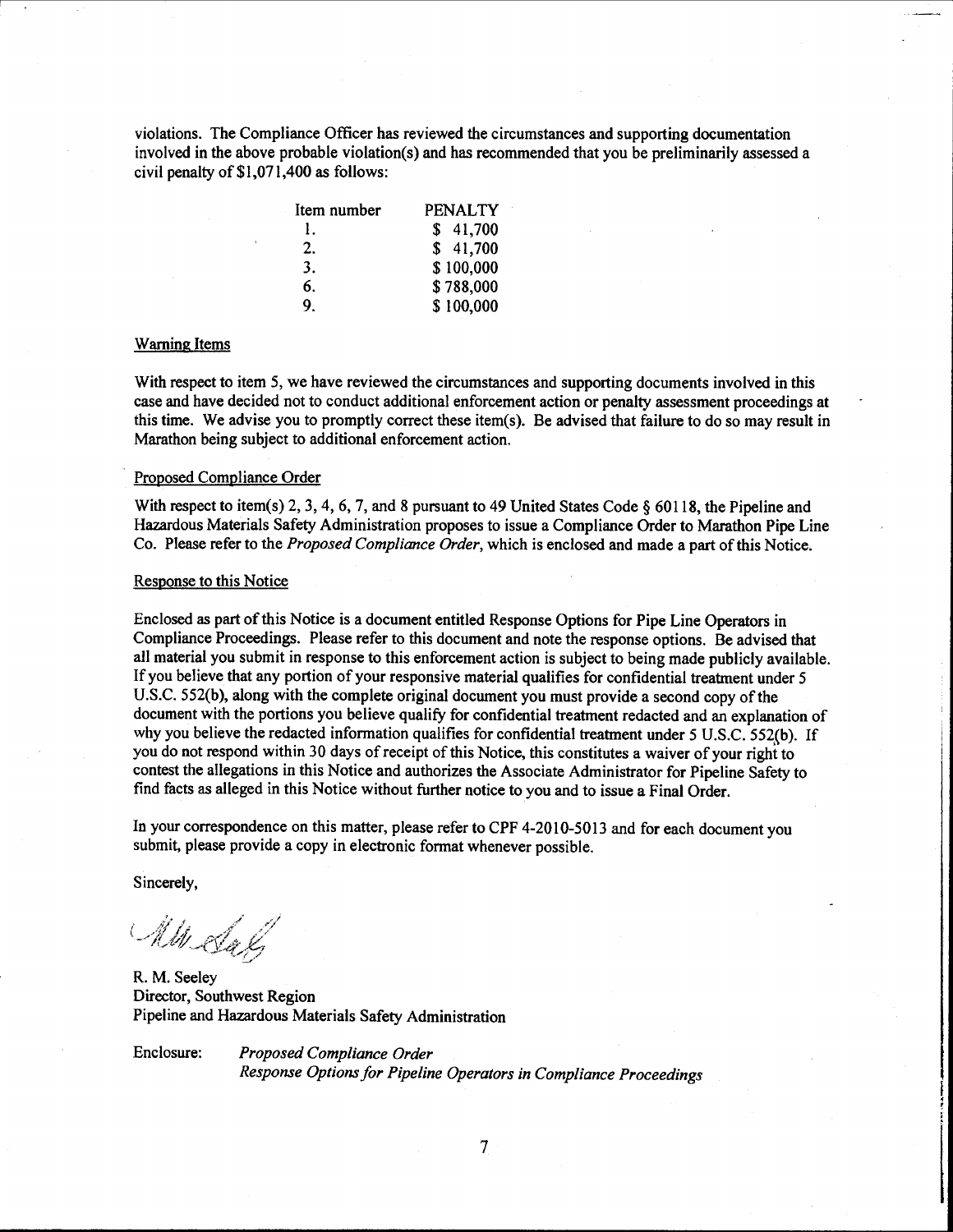violations. The Compliance Officer has reviewed the circumstances and supporting documentation involved in the above probable violation(s) and has recommended that you be preliminarily assessed a civil penalty of $1,071,400 as follows:

| Item number | PENALTY |
|---|---|
| 1. | $ 41,700 |
| 2. | $ 41,700 |
| 3. | $ 100,000 |
| 6. | $ 788,000 |
| 9. | $ 100,000 |

Warning Items

With respect to item 5, we have reviewed the circumstances and supporting documents involved in this case and have decided not to conduct additional enforcement action or penalty assessment proceedings at this time. We advise you to promptly correct these item(s). Be advised that failure to do so may result in Marathon being subject to additional enforcement action.

Proposed Compliance Order

With respect to item(s) 2, 3, 4, 6, 7, and 8 pursuant to 49 United States Code § 60118, the Pipeline and Hazardous Materials Safety Administration proposes to issue a Compliance Order to Marathon Pipe Line Co. Please refer to the *Proposed Compliance Order*, which is enclosed and made a part of this Notice.

Response to this Notice

Enclosed as part of this Notice is a document entitled Response Options for Pipe Line Operators in Compliance Proceedings. Please refer to this document and note the response options. Be advised that all material you submit in response to this enforcement action is subject to being made publicly available. If you believe that any portion of your responsive material qualifies for confidential treatment under 5 U.S.C. 552(b), along with the complete original document you must provide a second copy of the document with the portions you believe qualify for confidential treatment redacted and an explanation of why you believe the redacted information qualifies for confidential treatment under 5 U.S.C. 552(b). If you do not respond within 30 days of receipt of this Notice, this constitutes a waiver of your right to contest the allegations in this Notice and authorizes the Associate Administrator for Pipeline Safety to find facts as alleged in this Notice without further notice to you and to issue a Final Order.

In your correspondence on this matter, please refer to CPF 4-2010-5013 and for each document you submit, please provide a copy in electronic format whenever possible.

Sincerely,

R. M. Seeley
Director, Southwest Region
Pipeline and Hazardous Materials Safety Administration

Enclosure: *Proposed Compliance Order*
*Response Options for Pipeline Operators in Compliance Proceedings*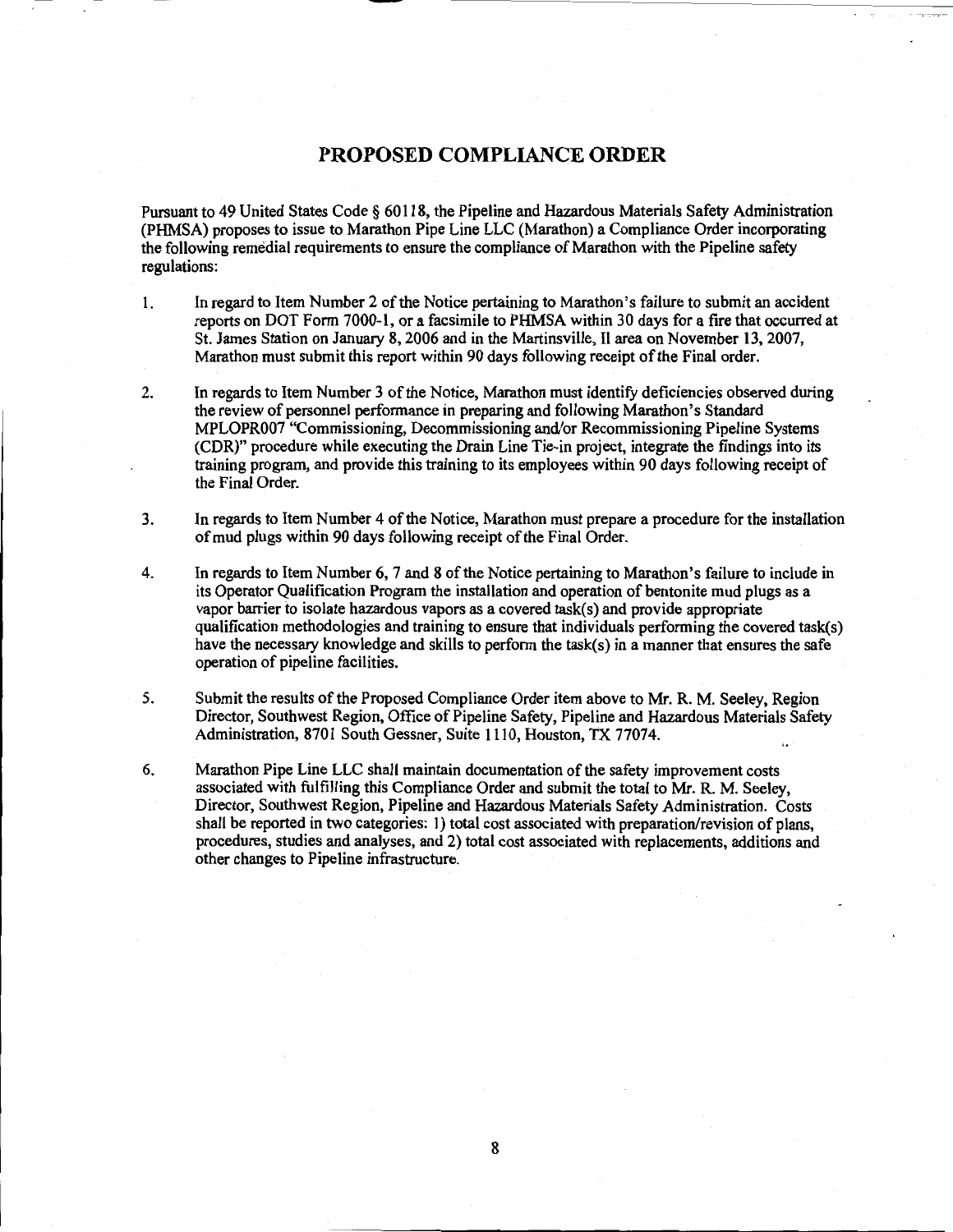## PROPOSED COMPLIANCE ORDER

Pursuant to 49 United States Code § 60118, the Pipeline and Hazardous Materials Safety Administration (PHMSA) proposes to issue to Marathon Pipe Line LLC (Marathon) a Compliance Order incorporating the following remedial requirements to ensure the compliance of Marathon with the Pipeline safety regulations:

1. In regard to Item Number 2 of the Notice pertaining to Marathon's failure to submit an accident reports on DOT Form 7000-1, or a facsimile to PHMSA within 30 days for a fire that occurred at St. James Station on January 8, 2006 and in the Martinsville, Il area on November 13, 2007, Marathon must submit this report within 90 days following receipt of the Final order.

2. In regards to Item Number 3 of the Notice, Marathon must identify deficiencies observed during the review of personnel performance in preparing and following Marathon's Standard MPLOPR007 "Commissioning, Decommissioning and/or Recommissioning Pipeline Systems (CDR)" procedure while executing the Drain Line Tie-in project, integrate the findings into its training program, and provide this training to its employees within 90 days following receipt of the Final Order.

3. In regards to Item Number 4 of the Notice, Marathon must prepare a procedure for the installation of mud plugs within 90 days following receipt of the Final Order.

4. In regards to Item Number 6, 7 and 8 of the Notice pertaining to Marathon's failure to include in its Operator Qualification Program the installation and operation of bentonite mud plugs as a vapor barrier to isolate hazardous vapors as a covered task(s) and provide appropriate qualification methodologies and training to ensure that individuals performing the covered task(s) have the necessary knowledge and skills to perform the task(s) in a manner that ensures the safe operation of pipeline facilities.

5. Submit the results of the Proposed Compliance Order item above to Mr. R. M. Seeley, Region Director, Southwest Region, Office of Pipeline Safety, Pipeline and Hazardous Materials Safety Administration, 8701 South Gessner, Suite 1110, Houston, TX 77074.

6. Marathon Pipe Line LLC shall maintain documentation of the safety improvement costs associated with fulfilling this Compliance Order and submit the total to Mr. R. M. Seeley, Director, Southwest Region, Pipeline and Hazardous Materials Safety Administration. Costs shall be reported in two categories: 1) total cost associated with preparation/revision of plans, procedures, studies and analyses, and 2) total cost associated with replacements, additions and other changes to Pipeline infrastructure.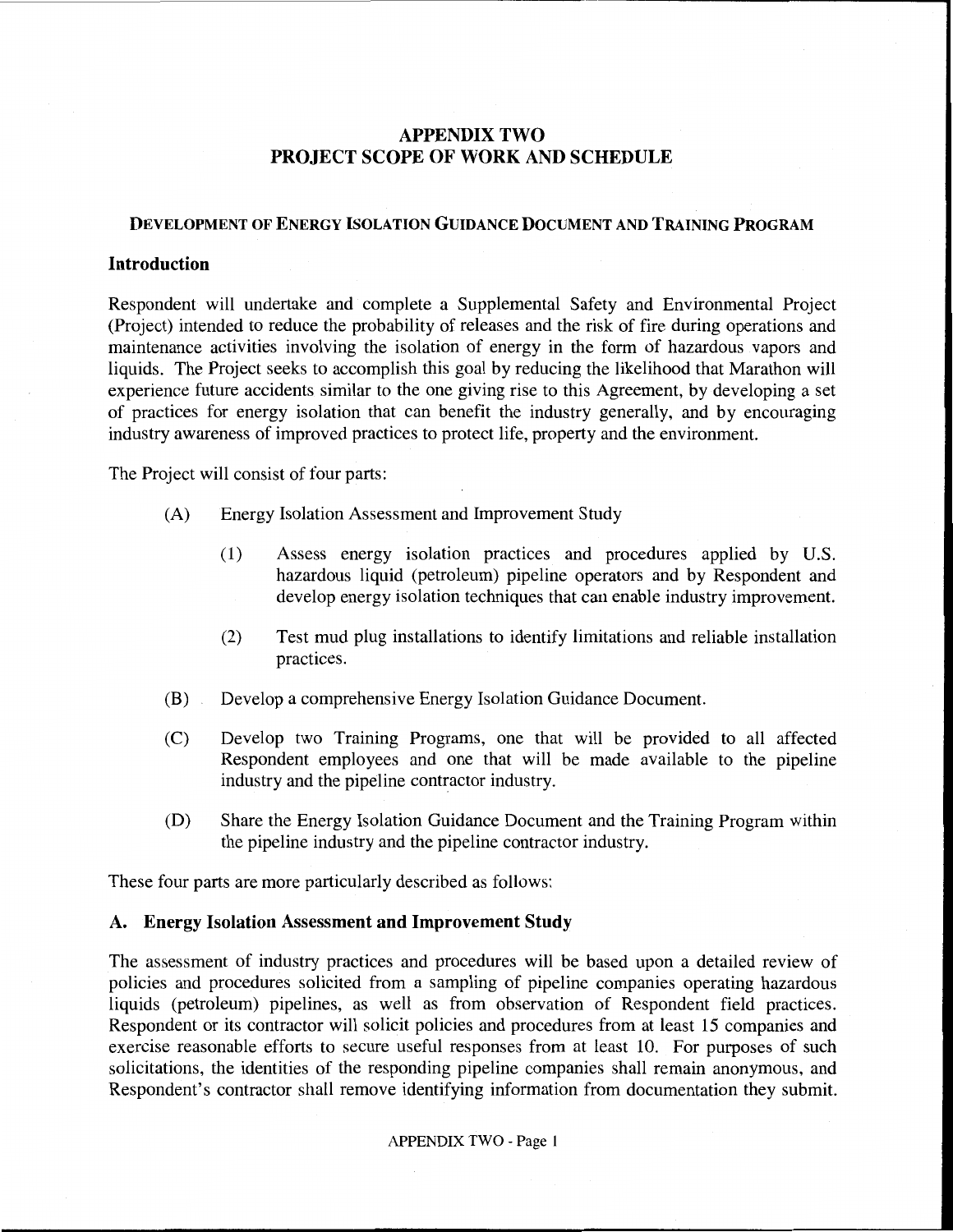# APPENDIX TWO
# PROJECT SCOPE OF WORK AND SCHEDULE

### DEVELOPMENT OF ENERGY ISOLATION GUIDANCE DOCUMENT AND TRAINING PROGRAM

## Introduction

Respondent will undertake and complete a Supplemental Safety and Environmental Project (Project) intended to reduce the probability of releases and the risk of fire during operations and maintenance activities involving the isolation of energy in the form of hazardous vapors and liquids. The Project seeks to accomplish this goal by reducing the likelihood that Marathon will experience future accidents similar to the one giving rise to this Agreement, by developing a set of practices for energy isolation that can benefit the industry generally, and by encouraging industry awareness of improved practices to protect life, property and the environment.

The Project will consist of four parts:

(A) Energy Isolation Assessment and Improvement Study

> (1) Assess energy isolation practices and procedures applied by U.S. hazardous liquid (petroleum) pipeline operators and by Respondent and develop energy isolation techniques that can enable industry improvement.
>
> (2) Test mud plug installations to identify limitations and reliable installation practices.

(B) Develop a comprehensive Energy Isolation Guidance Document.

(C) Develop two Training Programs, one that will be provided to all affected Respondent employees and one that will be made available to the pipeline industry and the pipeline contractor industry.

(D) Share the Energy Isolation Guidance Document and the Training Program within the pipeline industry and the pipeline contractor industry.

These four parts are more particularly described as follows:

## A. Energy Isolation Assessment and Improvement Study

The assessment of industry practices and procedures will be based upon a detailed review of policies and procedures solicited from a sampling of pipeline companies operating hazardous liquids (petroleum) pipelines, as well as from observation of Respondent field practices. Respondent or its contractor will solicit policies and procedures from at least 15 companies and exercise reasonable efforts to secure useful responses from at least 10. For purposes of such solicitations, the identities of the responding pipeline companies shall remain anonymous, and Respondent's contractor shall remove identifying information from documentation they submit.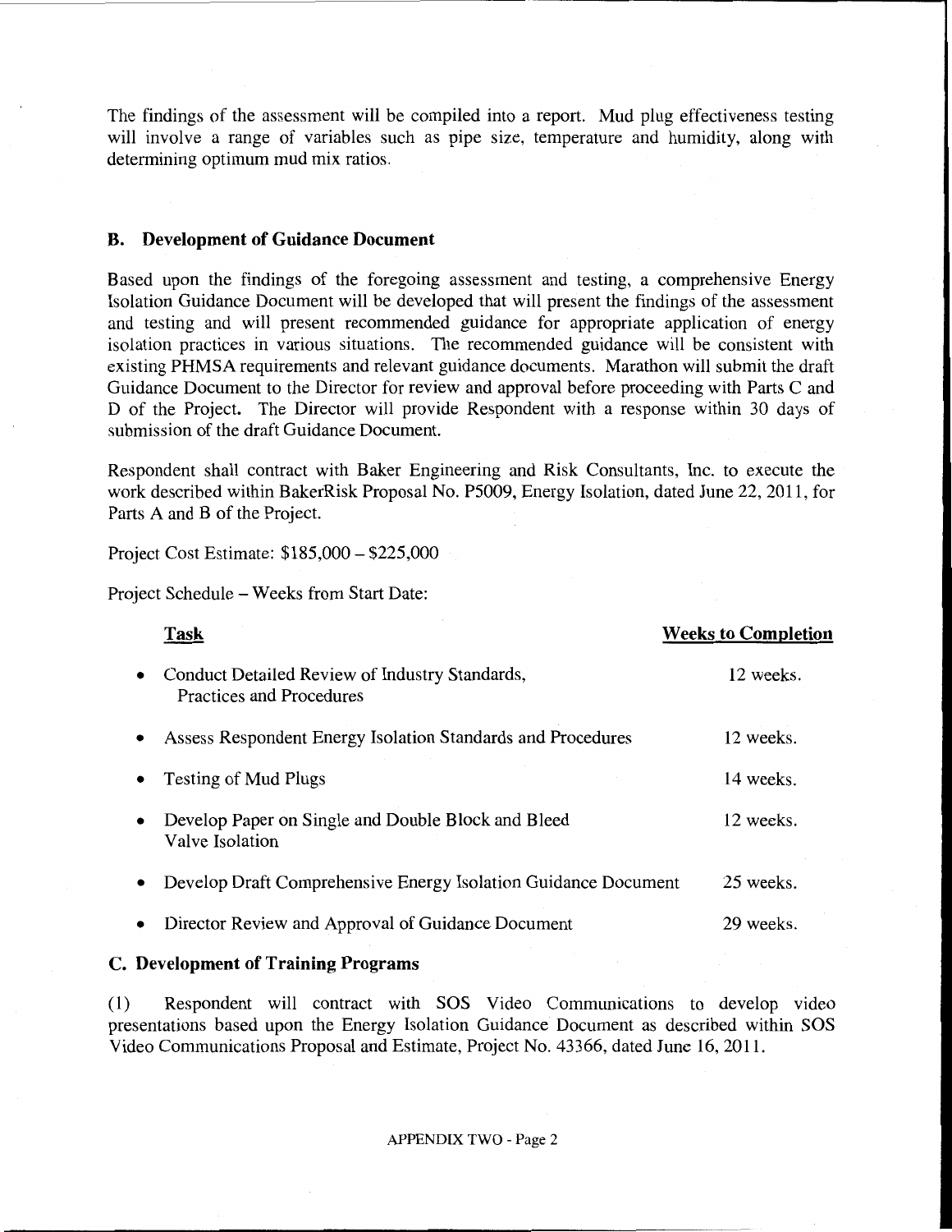The findings of the assessment will be compiled into a report. Mud plug effectiveness testing will involve a range of variables such as pipe size, temperature and humidity, along with determining optimum mud mix ratios.

## B. Development of Guidance Document

Based upon the findings of the foregoing assessment and testing, a comprehensive Energy Isolation Guidance Document will be developed that will present the findings of the assessment and testing and will present recommended guidance for appropriate application of energy isolation practices in various situations. The recommended guidance will be consistent with existing PHMSA requirements and relevant guidance documents. Marathon will submit the draft Guidance Document to the Director for review and approval before proceeding with Parts C and D of the Project. The Director will provide Respondent with a response within 30 days of submission of the draft Guidance Document.

Respondent shall contract with Baker Engineering and Risk Consultants, Inc. to execute the work described within BakerRisk Proposal No. P5009, Energy Isolation, dated June 22, 2011, for Parts A and B of the Project.

Project Cost Estimate: $185,000 – $225,000

Project Schedule – Weeks from Start Date:

| Task | Weeks to Completion |
|---|---|
| • Conduct Detailed Review of Industry Standards, Practices and Procedures | 12 weeks. |
| • Assess Respondent Energy Isolation Standards and Procedures | 12 weeks. |
| • Testing of Mud Plugs | 14 weeks. |
| • Develop Paper on Single and Double Block and Bleed Valve Isolation | 12 weeks. |
| • Develop Draft Comprehensive Energy Isolation Guidance Document | 25 weeks. |
| • Director Review and Approval of Guidance Document | 29 weeks. |

## C. Development of Training Programs

(1) Respondent will contract with SOS Video Communications to develop video presentations based upon the Energy Isolation Guidance Document as described within SOS Video Communications Proposal and Estimate, Project No. 43366, dated June 16, 2011.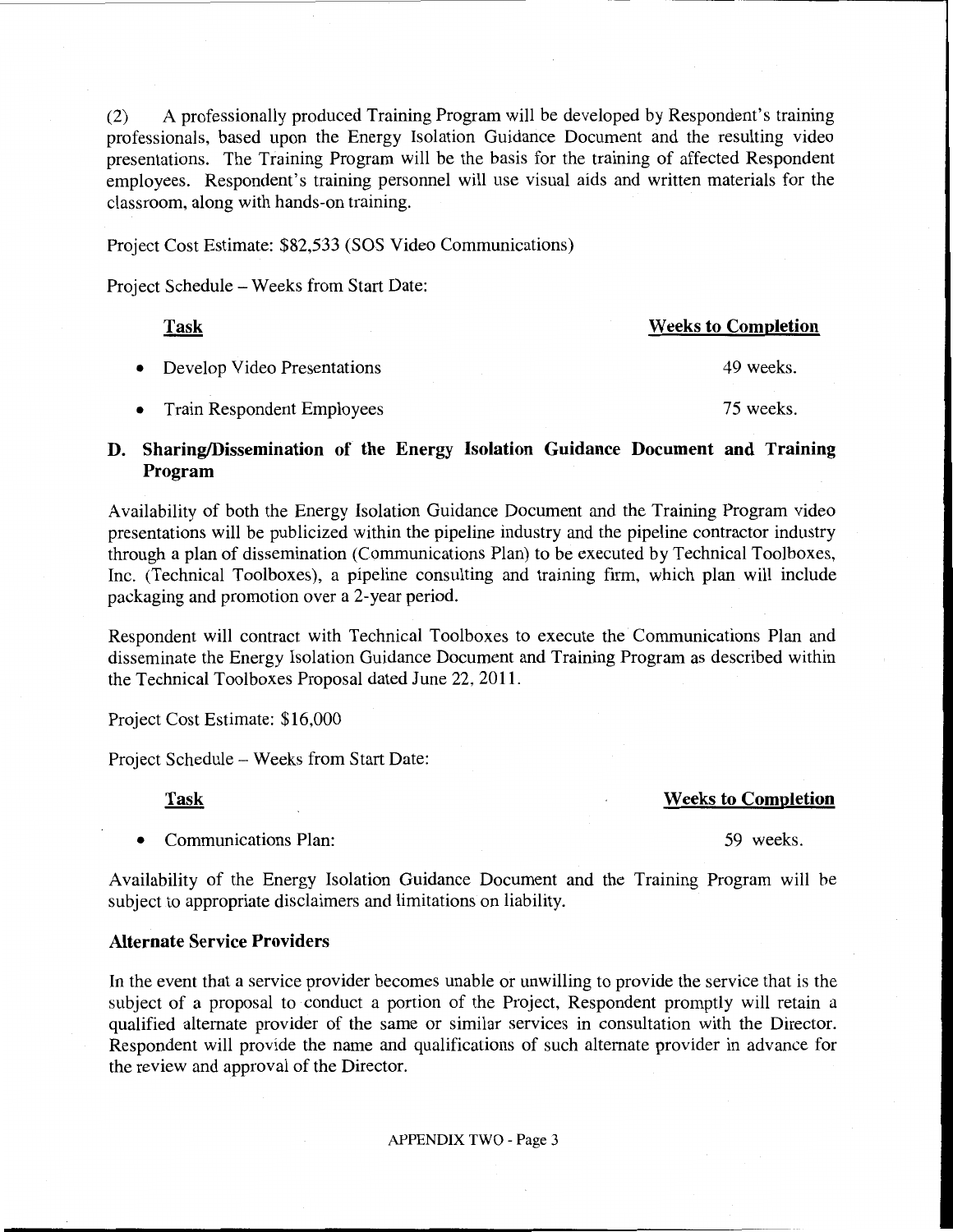(2) A professionally produced Training Program will be developed by Respondent's training professionals, based upon the Energy Isolation Guidance Document and the resulting video presentations. The Training Program will be the basis for the training of affected Respondent employees. Respondent's training personnel will use visual aids and written materials for the classroom, along with hands-on training.

Project Cost Estimate: $82,533 (SOS Video Communications)

Project Schedule – Weeks from Start Date:

| Task | Weeks to Completion |
|---|---|
| • Develop Video Presentations | 49 weeks. |
| • Train Respondent Employees | 75 weeks. |

## D. Sharing/Dissemination of the Energy Isolation Guidance Document and Training Program

Availability of both the Energy Isolation Guidance Document and the Training Program video presentations will be publicized within the pipeline industry and the pipeline contractor industry through a plan of dissemination (Communications Plan) to be executed by Technical Toolboxes, Inc. (Technical Toolboxes), a pipeline consulting and training firm, which plan will include packaging and promotion over a 2-year period.

Respondent will contract with Technical Toolboxes to execute the Communications Plan and disseminate the Energy Isolation Guidance Document and Training Program as described within the Technical Toolboxes Proposal dated June 22, 2011.

Project Cost Estimate: $16,000

Project Schedule – Weeks from Start Date:

| Task | Weeks to Completion |
|---|---|
| • Communications Plan: | 59 weeks. |

Availability of the Energy Isolation Guidance Document and the Training Program will be subject to appropriate disclaimers and limitations on liability.

### Alternate Service Providers

In the event that a service provider becomes unable or unwilling to provide the service that is the subject of a proposal to conduct a portion of the Project, Respondent promptly will retain a qualified alternate provider of the same or similar services in consultation with the Director. Respondent will provide the name and qualifications of such alternate provider in advance for the review and approval of the Director.

APPENDIX TWO - Page 3